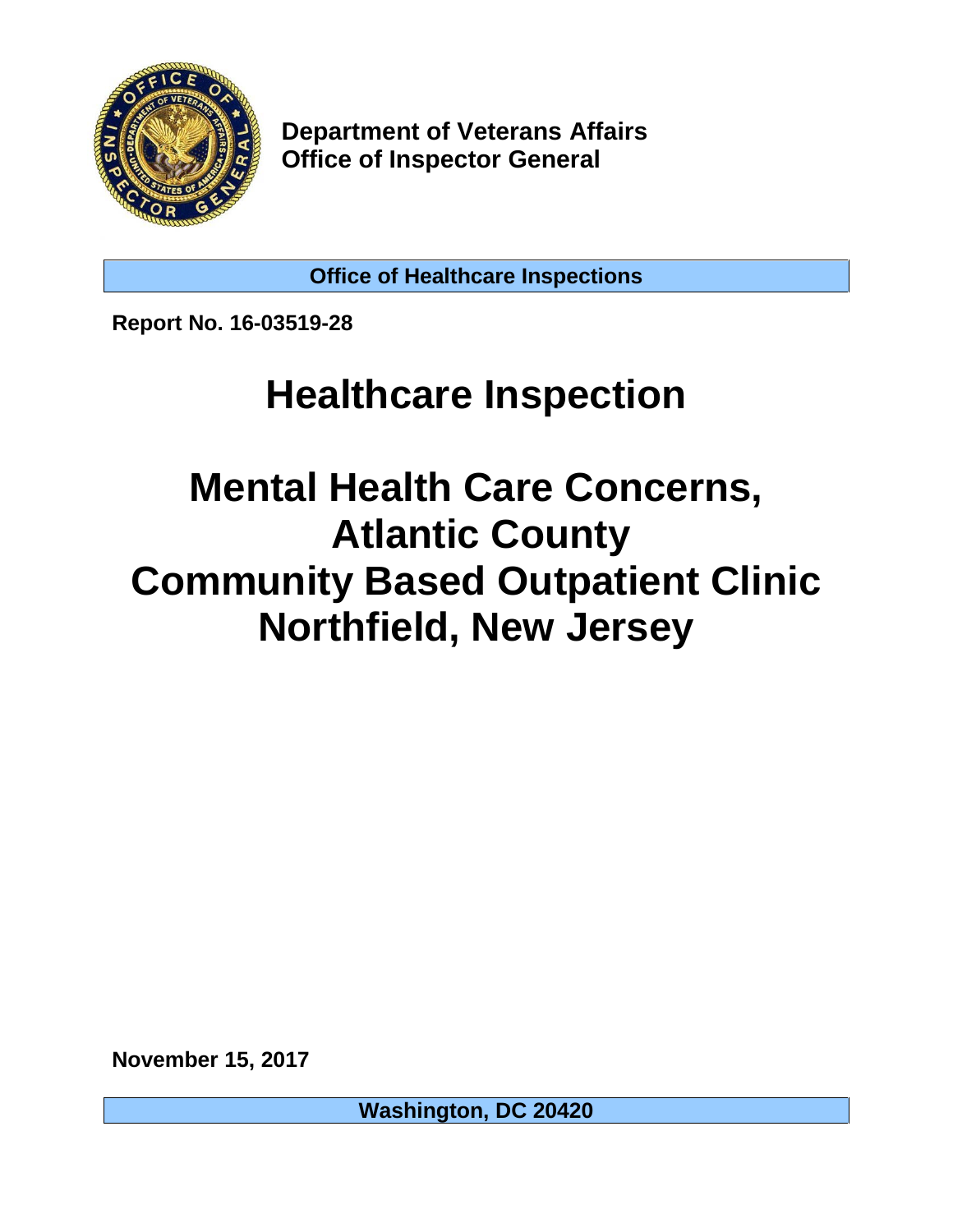**Department of Veterans Affairs**
**Office of Inspector General**

**Office of Healthcare Inspections**

**Report No. 16-03519-28**

# Healthcare Inspection

# Mental Health Care Concerns, Atlantic County Community Based Outpatient Clinic Northfield, New Jersey

**November 15, 2017**

**Washington, DC 20420**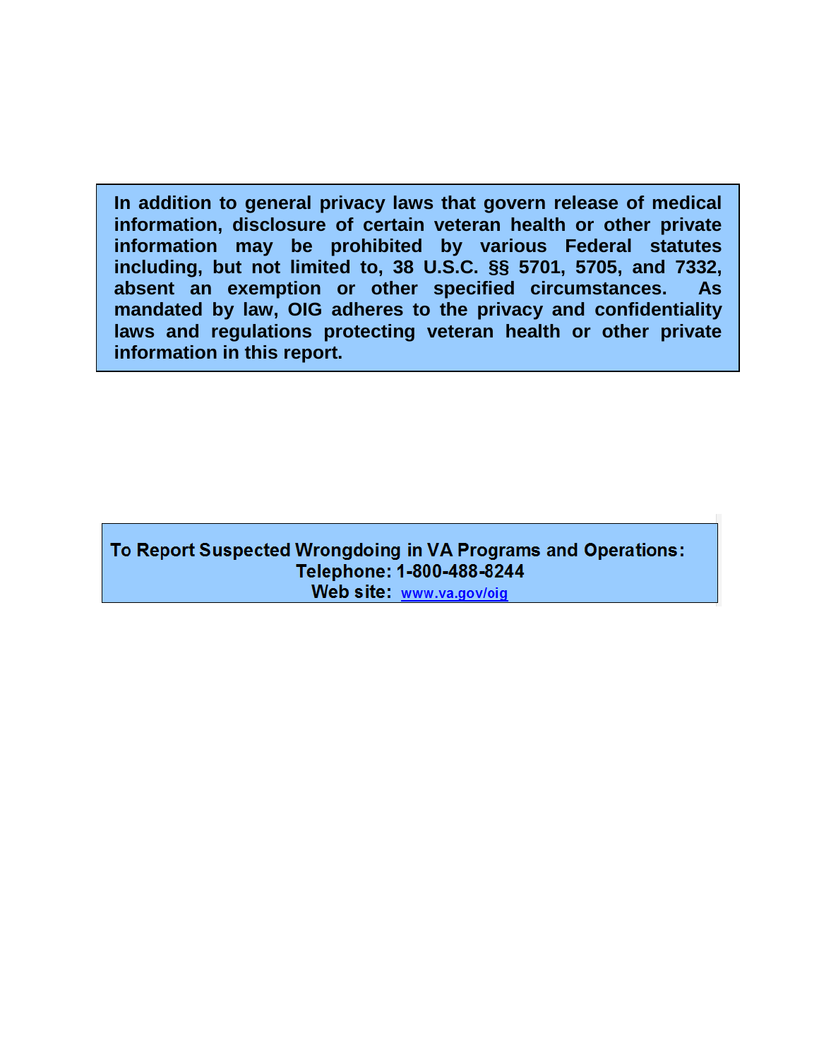**In addition to general privacy laws that govern release of medical information, disclosure of certain veteran health or other private information may be prohibited by various Federal statutes including, but not limited to, 38 U.S.C. §§ 5701, 5705, and 7332, absent an exemption or other specified circumstances. As mandated by law, OIG adheres to the privacy and confidentiality laws and regulations protecting veteran health or other private information in this report.**

**To Report Suspected Wrongdoing in VA Programs and Operations:**
**Telephone: 1-800-488-8244**
**Web site: [www.va.gov/oig](www.va.gov/oig)**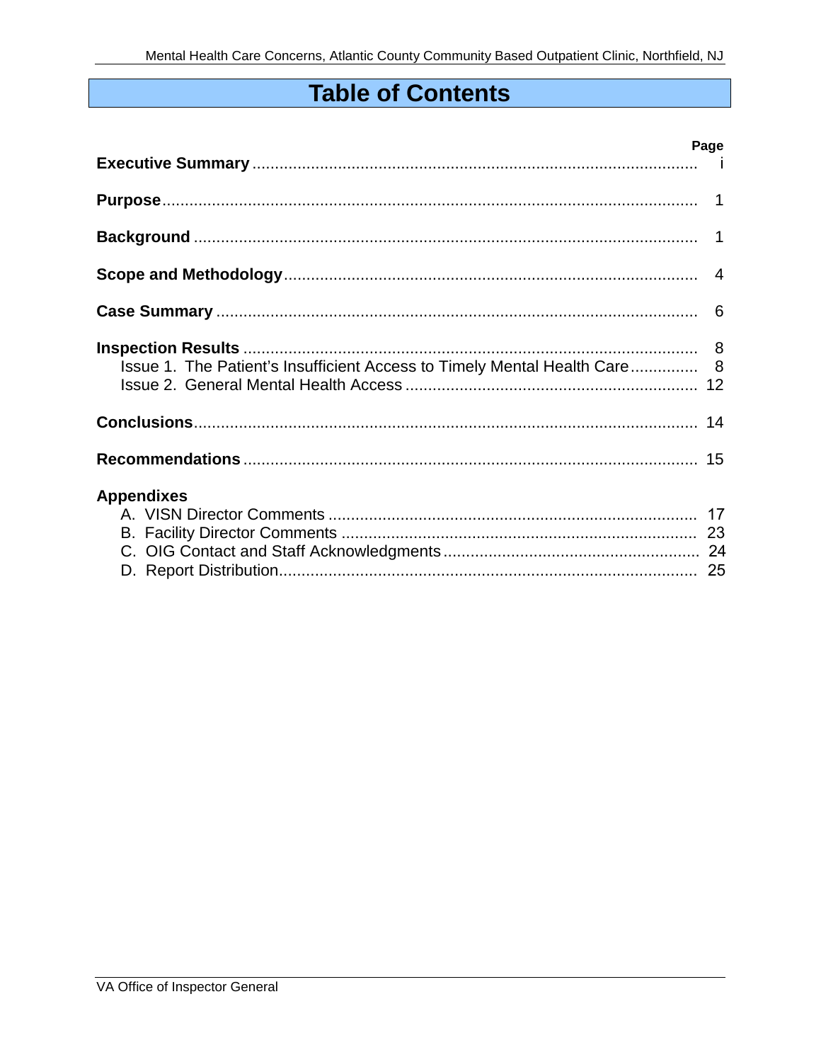# Table of Contents

| | Page |
|---|---|
| **Executive Summary** | i |
| **Purpose** | 1 |
| **Background** | 1 |
| **Scope and Methodology** | 4 |
| **Case Summary** | 6 |
| **Inspection Results** | 8 |
| Issue 1. The Patient's Insufficient Access to Timely Mental Health Care | 8 |
| Issue 2. General Mental Health Access | 12 |
| **Conclusions** | 14 |
| **Recommendations** | 15 |
| **Appendixes** | |
| A. VISN Director Comments | 17 |
| B. Facility Director Comments | 23 |
| C. OIG Contact and Staff Acknowledgments | 24 |
| D. Report Distribution | 25 |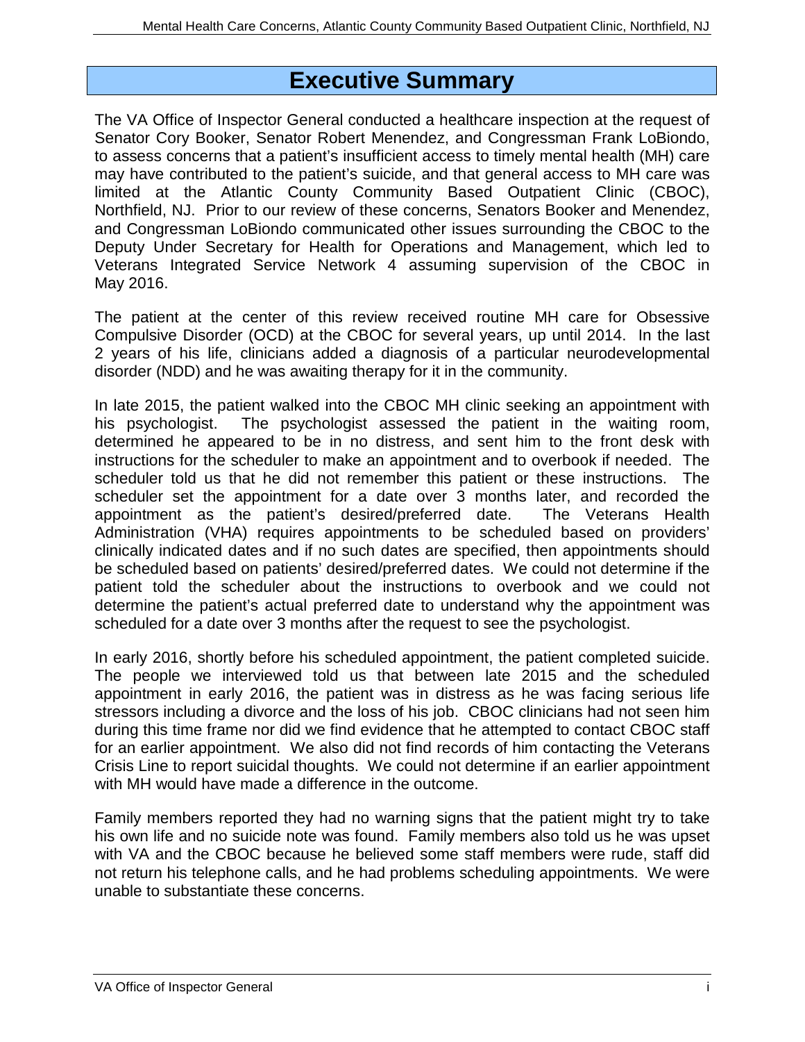# Executive Summary

The VA Office of Inspector General conducted a healthcare inspection at the request of Senator Cory Booker, Senator Robert Menendez, and Congressman Frank LoBiondo, to assess concerns that a patient's insufficient access to timely mental health (MH) care may have contributed to the patient's suicide, and that general access to MH care was limited at the Atlantic County Community Based Outpatient Clinic (CBOC), Northfield, NJ. Prior to our review of these concerns, Senators Booker and Menendez, and Congressman LoBiondo communicated other issues surrounding the CBOC to the Deputy Under Secretary for Health for Operations and Management, which led to Veterans Integrated Service Network 4 assuming supervision of the CBOC in May 2016.

The patient at the center of this review received routine MH care for Obsessive Compulsive Disorder (OCD) at the CBOC for several years, up until 2014. In the last 2 years of his life, clinicians added a diagnosis of a particular neurodevelopmental disorder (NDD) and he was awaiting therapy for it in the community.

In late 2015, the patient walked into the CBOC MH clinic seeking an appointment with his psychologist. The psychologist assessed the patient in the waiting room, determined he appeared to be in no distress, and sent him to the front desk with instructions for the scheduler to make an appointment and to overbook if needed. The scheduler told us that he did not remember this patient or these instructions. The scheduler set the appointment for a date over 3 months later, and recorded the appointment as the patient's desired/preferred date. The Veterans Health Administration (VHA) requires appointments to be scheduled based on providers' clinically indicated dates and if no such dates are specified, then appointments should be scheduled based on patients' desired/preferred dates. We could not determine if the patient told the scheduler about the instructions to overbook and we could not determine the patient's actual preferred date to understand why the appointment was scheduled for a date over 3 months after the request to see the psychologist.

In early 2016, shortly before his scheduled appointment, the patient completed suicide. The people we interviewed told us that between late 2015 and the scheduled appointment in early 2016, the patient was in distress as he was facing serious life stressors including a divorce and the loss of his job. CBOC clinicians had not seen him during this time frame nor did we find evidence that he attempted to contact CBOC staff for an earlier appointment. We also did not find records of him contacting the Veterans Crisis Line to report suicidal thoughts. We could not determine if an earlier appointment with MH would have made a difference in the outcome.

Family members reported they had no warning signs that the patient might try to take his own life and no suicide note was found. Family members also told us he was upset with VA and the CBOC because he believed some staff members were rude, staff did not return his telephone calls, and he had problems scheduling appointments. We were unable to substantiate these concerns.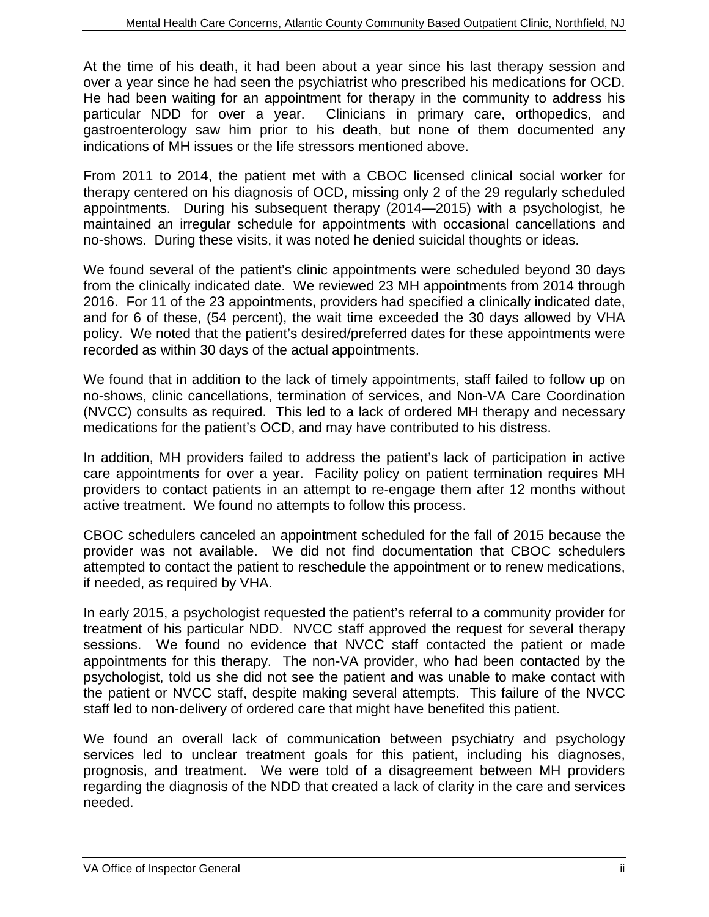At the time of his death, it had been about a year since his last therapy session and over a year since he had seen the psychiatrist who prescribed his medications for OCD. He had been waiting for an appointment for therapy in the community to address his particular NDD for over a year. Clinicians in primary care, orthopedics, and gastroenterology saw him prior to his death, but none of them documented any indications of MH issues or the life stressors mentioned above.

From 2011 to 2014, the patient met with a CBOC licensed clinical social worker for therapy centered on his diagnosis of OCD, missing only 2 of the 29 regularly scheduled appointments. During his subsequent therapy (2014—2015) with a psychologist, he maintained an irregular schedule for appointments with occasional cancellations and no-shows. During these visits, it was noted he denied suicidal thoughts or ideas.

We found several of the patient's clinic appointments were scheduled beyond 30 days from the clinically indicated date. We reviewed 23 MH appointments from 2014 through 2016. For 11 of the 23 appointments, providers had specified a clinically indicated date, and for 6 of these, (54 percent), the wait time exceeded the 30 days allowed by VHA policy. We noted that the patient's desired/preferred dates for these appointments were recorded as within 30 days of the actual appointments.

We found that in addition to the lack of timely appointments, staff failed to follow up on no-shows, clinic cancellations, termination of services, and Non-VA Care Coordination (NVCC) consults as required. This led to a lack of ordered MH therapy and necessary medications for the patient's OCD, and may have contributed to his distress.

In addition, MH providers failed to address the patient's lack of participation in active care appointments for over a year. Facility policy on patient termination requires MH providers to contact patients in an attempt to re-engage them after 12 months without active treatment. We found no attempts to follow this process.

CBOC schedulers canceled an appointment scheduled for the fall of 2015 because the provider was not available. We did not find documentation that CBOC schedulers attempted to contact the patient to reschedule the appointment or to renew medications, if needed, as required by VHA.

In early 2015, a psychologist requested the patient's referral to a community provider for treatment of his particular NDD. NVCC staff approved the request for several therapy sessions. We found no evidence that NVCC staff contacted the patient or made appointments for this therapy. The non-VA provider, who had been contacted by the psychologist, told us she did not see the patient and was unable to make contact with the patient or NVCC staff, despite making several attempts. This failure of the NVCC staff led to non-delivery of ordered care that might have benefited this patient.

We found an overall lack of communication between psychiatry and psychology services led to unclear treatment goals for this patient, including his diagnoses, prognosis, and treatment. We were told of a disagreement between MH providers regarding the diagnosis of the NDD that created a lack of clarity in the care and services needed.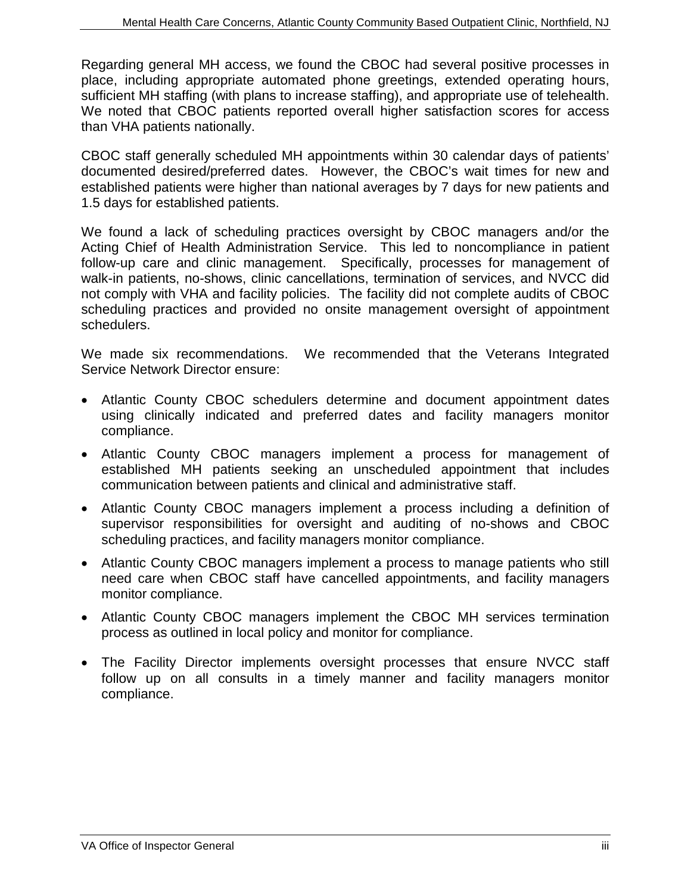Regarding general MH access, we found the CBOC had several positive processes in place, including appropriate automated phone greetings, extended operating hours, sufficient MH staffing (with plans to increase staffing), and appropriate use of telehealth. We noted that CBOC patients reported overall higher satisfaction scores for access than VHA patients nationally.

CBOC staff generally scheduled MH appointments within 30 calendar days of patients' documented desired/preferred dates. However, the CBOC's wait times for new and established patients were higher than national averages by 7 days for new patients and 1.5 days for established patients.

We found a lack of scheduling practices oversight by CBOC managers and/or the Acting Chief of Health Administration Service. This led to noncompliance in patient follow-up care and clinic management. Specifically, processes for management of walk-in patients, no-shows, clinic cancellations, termination of services, and NVCC did not comply with VHA and facility policies. The facility did not complete audits of CBOC scheduling practices and provided no onsite management oversight of appointment schedulers.

We made six recommendations. We recommended that the Veterans Integrated Service Network Director ensure:

- Atlantic County CBOC schedulers determine and document appointment dates using clinically indicated and preferred dates and facility managers monitor compliance.
- Atlantic County CBOC managers implement a process for management of established MH patients seeking an unscheduled appointment that includes communication between patients and clinical and administrative staff.
- Atlantic County CBOC managers implement a process including a definition of supervisor responsibilities for oversight and auditing of no-shows and CBOC scheduling practices, and facility managers monitor compliance.
- Atlantic County CBOC managers implement a process to manage patients who still need care when CBOC staff have cancelled appointments, and facility managers monitor compliance.
- Atlantic County CBOC managers implement the CBOC MH services termination process as outlined in local policy and monitor for compliance.
- The Facility Director implements oversight processes that ensure NVCC staff follow up on all consults in a timely manner and facility managers monitor compliance.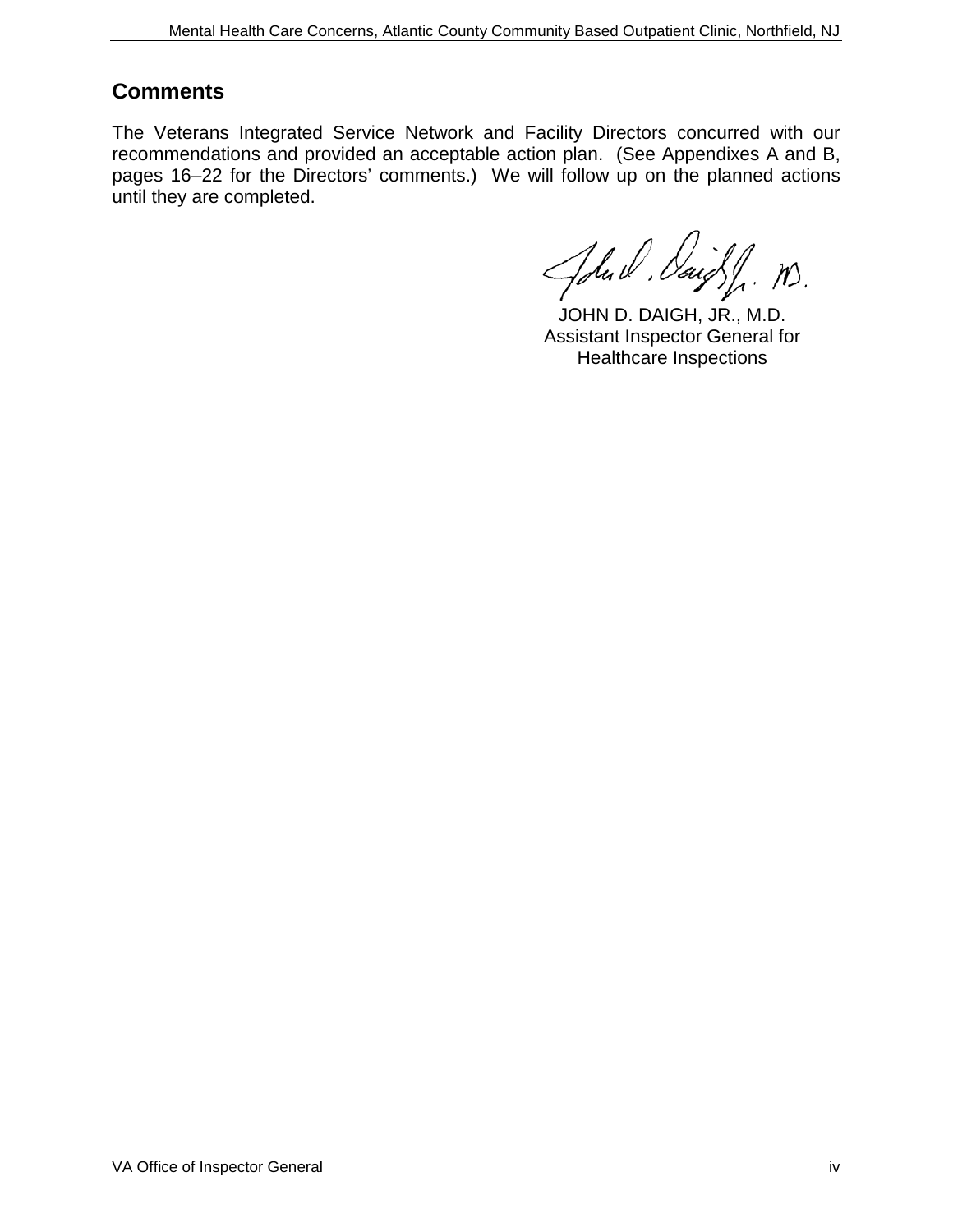## Comments

The Veterans Integrated Service Network and Facility Directors concurred with our recommendations and provided an acceptable action plan. (See Appendixes A and B, pages 16–22 for the Directors' comments.) We will follow up on the planned actions until they are completed.

JOHN D. DAIGH, JR., M.D.
Assistant Inspector General for
Healthcare Inspections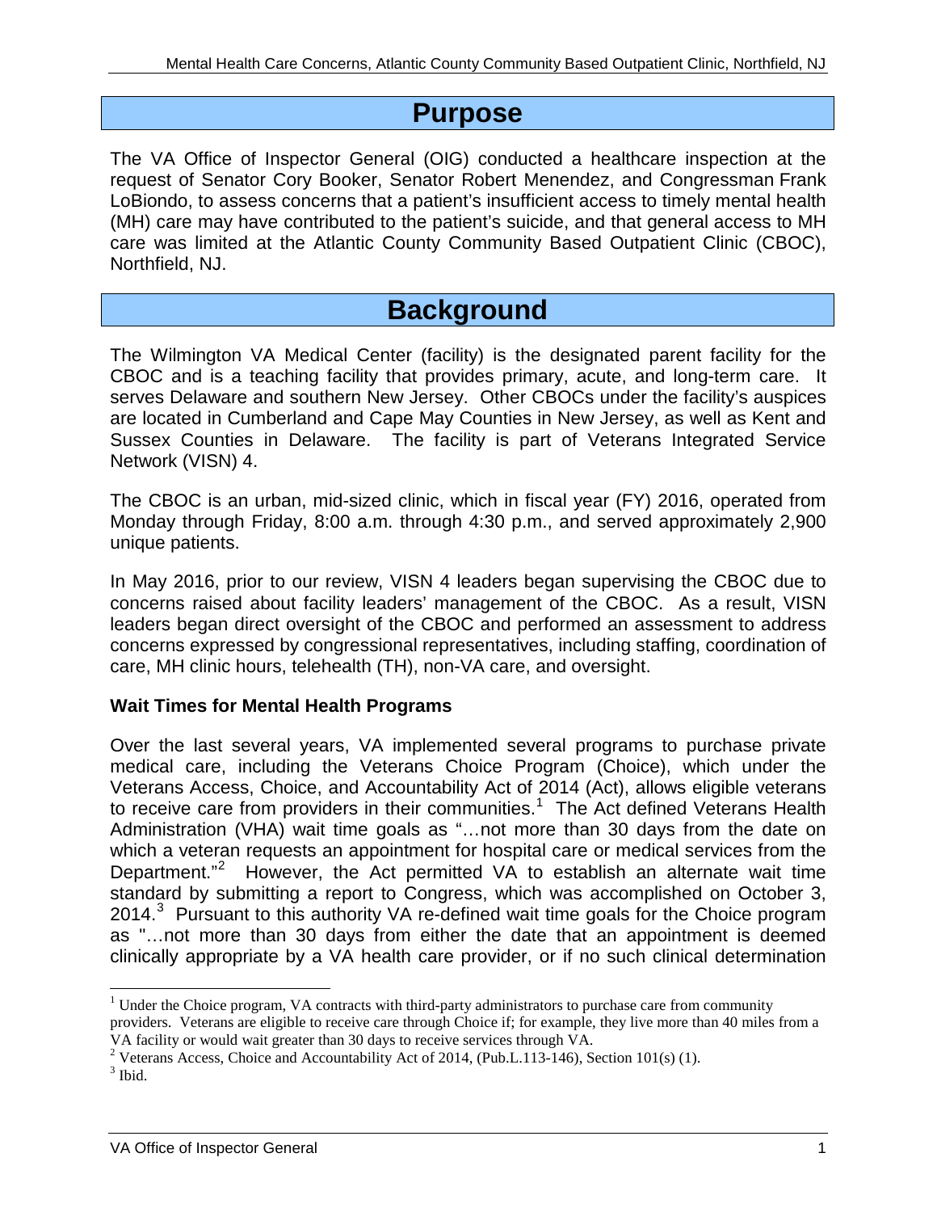# Purpose

The VA Office of Inspector General (OIG) conducted a healthcare inspection at the request of Senator Cory Booker, Senator Robert Menendez, and Congressman Frank LoBiondo, to assess concerns that a patient's insufficient access to timely mental health (MH) care may have contributed to the patient's suicide, and that general access to MH care was limited at the Atlantic County Community Based Outpatient Clinic (CBOC), Northfield, NJ.

# Background

The Wilmington VA Medical Center (facility) is the designated parent facility for the CBOC and is a teaching facility that provides primary, acute, and long-term care. It serves Delaware and southern New Jersey. Other CBOCs under the facility's auspices are located in Cumberland and Cape May Counties in New Jersey, as well as Kent and Sussex Counties in Delaware. The facility is part of Veterans Integrated Service Network (VISN) 4.

The CBOC is an urban, mid-sized clinic, which in fiscal year (FY) 2016, operated from Monday through Friday, 8:00 a.m. through 4:30 p.m., and served approximately 2,900 unique patients.

In May 2016, prior to our review, VISN 4 leaders began supervising the CBOC due to concerns raised about facility leaders' management of the CBOC. As a result, VISN leaders began direct oversight of the CBOC and performed an assessment to address concerns expressed by congressional representatives, including staffing, coordination of care, MH clinic hours, telehealth (TH), non-VA care, and oversight.

### Wait Times for Mental Health Programs

Over the last several years, VA implemented several programs to purchase private medical care, including the Veterans Choice Program (Choice), which under the Veterans Access, Choice, and Accountability Act of 2014 (Act), allows eligible veterans to receive care from providers in their communities.[1] The Act defined Veterans Health Administration (VHA) wait time goals as "…not more than 30 days from the date on which a veteran requests an appointment for hospital care or medical services from the Department."[2] However, the Act permitted VA to establish an alternate wait time standard by submitting a report to Congress, which was accomplished on October 3, 2014.[3] Pursuant to this authority VA re-defined wait time goals for the Choice program as "…not more than 30 days from either the date that an appointment is deemed clinically appropriate by a VA health care provider, or if no such clinical determination

---

[1] Under the Choice program, VA contracts with third-party administrators to purchase care from community providers. Veterans are eligible to receive care through Choice if; for example, they live more than 40 miles from a VA facility or would wait greater than 30 days to receive services through VA.

[2] Veterans Access, Choice and Accountability Act of 2014, (Pub.L.113-146), Section 101(s) (1).

[3] Ibid.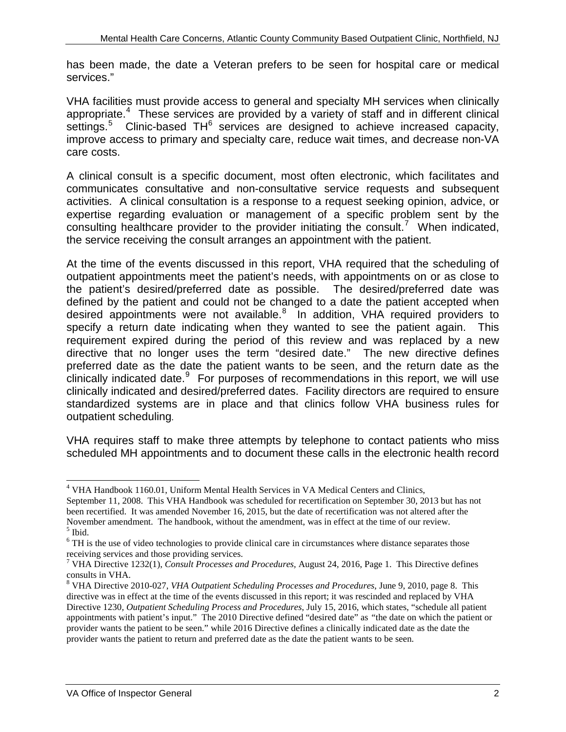has been made, the date a Veteran prefers to be seen for hospital care or medical services."

VHA facilities must provide access to general and specialty MH services when clinically appropriate.[4] These services are provided by a variety of staff and in different clinical settings.[5] Clinic-based TH[6] services are designed to achieve increased capacity, improve access to primary and specialty care, reduce wait times, and decrease non-VA care costs.

A clinical consult is a specific document, most often electronic, which facilitates and communicates consultative and non-consultative service requests and subsequent activities. A clinical consultation is a response to a request seeking opinion, advice, or expertise regarding evaluation or management of a specific problem sent by the consulting healthcare provider to the provider initiating the consult.[7] When indicated, the service receiving the consult arranges an appointment with the patient.

At the time of the events discussed in this report, VHA required that the scheduling of outpatient appointments meet the patient's needs, with appointments on or as close to the patient's desired/preferred date as possible. The desired/preferred date was defined by the patient and could not be changed to a date the patient accepted when desired appointments were not available.[8] In addition, VHA required providers to specify a return date indicating when they wanted to see the patient again. This requirement expired during the period of this review and was replaced by a new directive that no longer uses the term "desired date." The new directive defines preferred date as the date the patient wants to be seen, and the return date as the clinically indicated date.[9] For purposes of recommendations in this report, we will use clinically indicated and desired/preferred dates. Facility directors are required to ensure standardized systems are in place and that clinics follow VHA business rules for outpatient scheduling.

VHA requires staff to make three attempts by telephone to contact patients who miss scheduled MH appointments and to document these calls in the electronic health record

---

[4] VHA Handbook 1160.01, Uniform Mental Health Services in VA Medical Centers and Clinics, September 11, 2008. This VHA Handbook was scheduled for recertification on September 30, 2013 but has not been recertified. It was amended November 16, 2015, but the date of recertification was not altered after the November amendment. The handbook, without the amendment, was in effect at the time of our review.

[5] Ibid.

[6] TH is the use of video technologies to provide clinical care in circumstances where distance separates those receiving services and those providing services.

[7] VHA Directive 1232(1), *Consult Processes and Procedures*, August 24, 2016, Page 1. This Directive defines consults in VHA.

[8] VHA Directive 2010-027, *VHA Outpatient Scheduling Processes and Procedures*, June 9, 2010, page 8. This directive was in effect at the time of the events discussed in this report; it was rescinded and replaced by VHA Directive 1230, *Outpatient Scheduling Process and Procedures*, July 15, 2016, which states, "schedule all patient appointments with patient's input." The 2010 Directive defined "desired date" as "the date on which the patient or provider wants the patient to be seen." while 2016 Directive defines a clinically indicated date as the date the provider wants the patient to return and preferred date as the date the patient wants to be seen.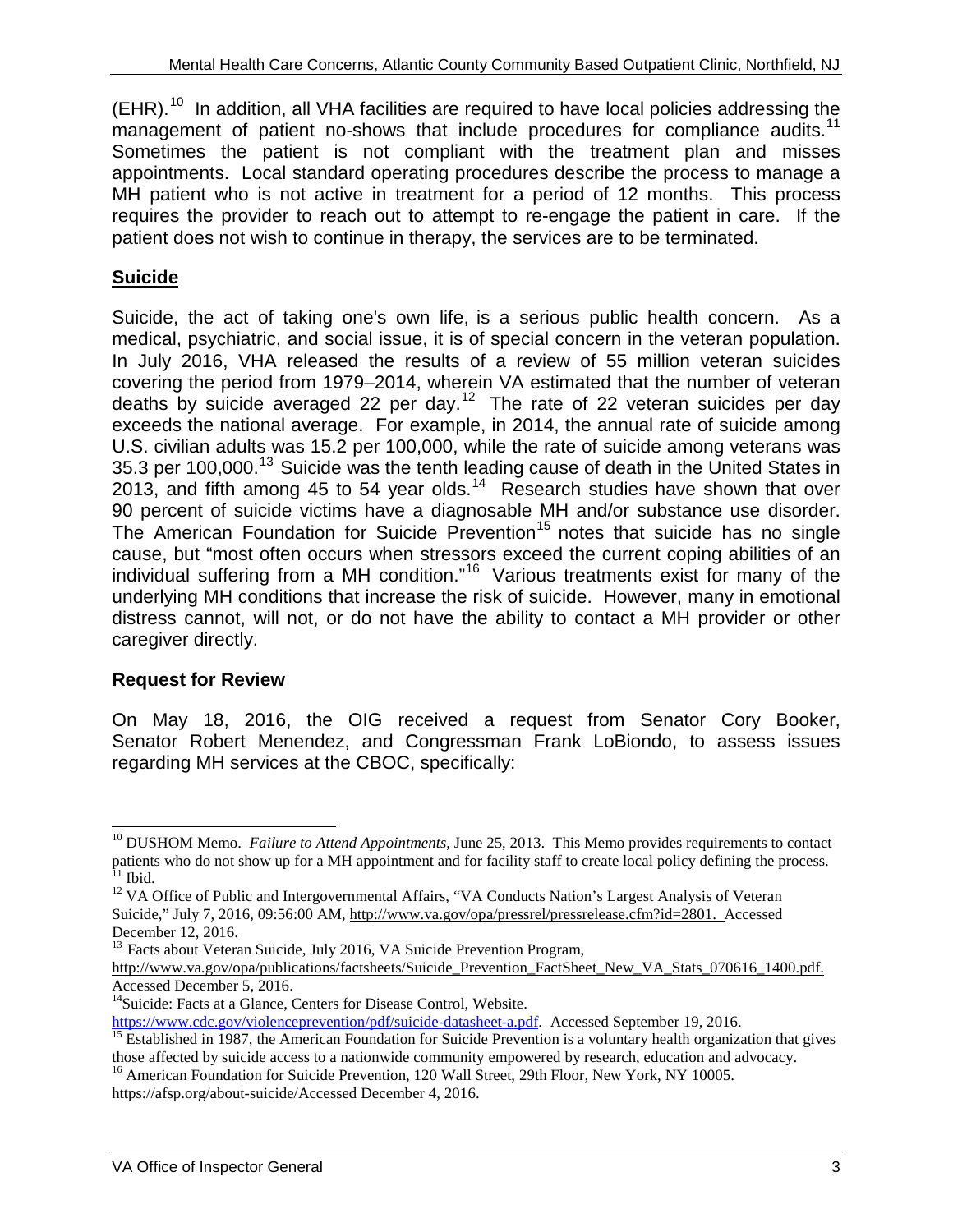(EHR).[10] In addition, all VHA facilities are required to have local policies addressing the management of patient no-shows that include procedures for compliance audits.[11] Sometimes the patient is not compliant with the treatment plan and misses appointments. Local standard operating procedures describe the process to manage a MH patient who is not active in treatment for a period of 12 months. This process requires the provider to reach out to attempt to re-engage the patient in care. If the patient does not wish to continue in therapy, the services are to be terminated.

## Suicide

Suicide, the act of taking one's own life, is a serious public health concern. As a medical, psychiatric, and social issue, it is of special concern in the veteran population. In July 2016, VHA released the results of a review of 55 million veteran suicides covering the period from 1979–2014, wherein VA estimated that the number of veteran deaths by suicide averaged 22 per day.[12] The rate of 22 veteran suicides per day exceeds the national average. For example, in 2014, the annual rate of suicide among U.S. civilian adults was 15.2 per 100,000, while the rate of suicide among veterans was 35.3 per 100,000.[13] Suicide was the tenth leading cause of death in the United States in 2013, and fifth among 45 to 54 year olds.[14] Research studies have shown that over 90 percent of suicide victims have a diagnosable MH and/or substance use disorder. The American Foundation for Suicide Prevention[15] notes that suicide has no single cause, but "most often occurs when stressors exceed the current coping abilities of an individual suffering from a MH condition."[16] Various treatments exist for many of the underlying MH conditions that increase the risk of suicide. However, many in emotional distress cannot, will not, or do not have the ability to contact a MH provider or other caregiver directly.

### Request for Review

On May 18, 2016, the OIG received a request from Senator Cory Booker, Senator Robert Menendez, and Congressman Frank LoBiondo, to assess issues regarding MH services at the CBOC, specifically:

---

[10] DUSHOM Memo. *Failure to Attend Appointments*, June 25, 2013. This Memo provides requirements to contact patients who do not show up for a MH appointment and for facility staff to create local policy defining the process.

[11] Ibid.

[12] VA Office of Public and Intergovernmental Affairs, "VA Conducts Nation's Largest Analysis of Veteran Suicide," July 7, 2016, 09:56:00 AM, http://www.va.gov/opa/pressrel/pressrelease.cfm?id=2801. Accessed December 12, 2016.

[13] Facts about Veteran Suicide, July 2016, VA Suicide Prevention Program, http://www.va.gov/opa/publications/factsheets/Suicide_Prevention_FactSheet_New_VA_Stats_070616_1400.pdf. Accessed December 5, 2016.

[14] Suicide: Facts at a Glance, Centers for Disease Control, Website. https://www.cdc.gov/violenceprevention/pdf/suicide-datasheet-a.pdf. Accessed September 19, 2016.

[15] Established in 1987, the American Foundation for Suicide Prevention is a voluntary health organization that gives those affected by suicide access to a nationwide community empowered by research, education and advocacy.

[16] American Foundation for Suicide Prevention, 120 Wall Street, 29th Floor, New York, NY 10005. https://afsp.org/about-suicide/Accessed December 4, 2016.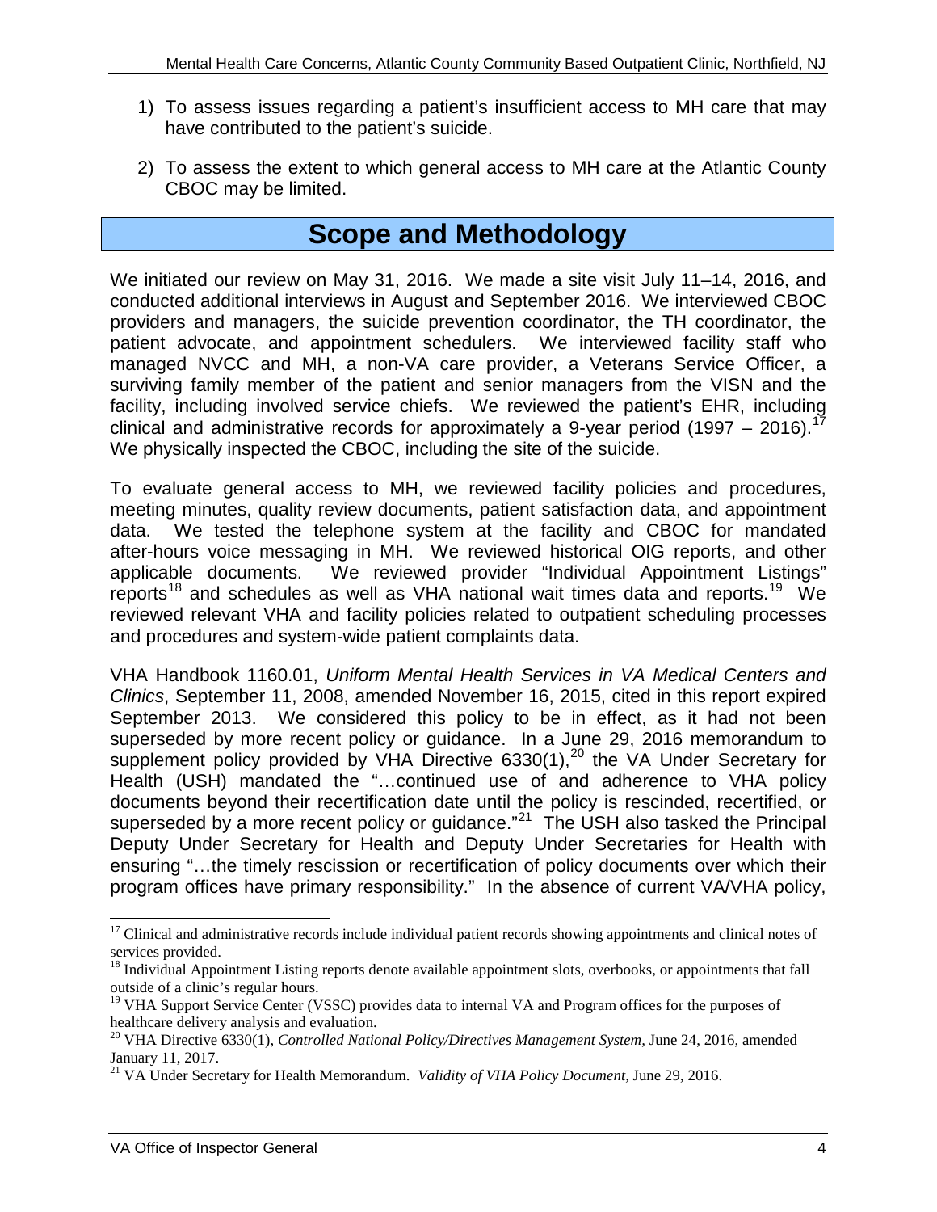1) To assess issues regarding a patient's insufficient access to MH care that may have contributed to the patient's suicide.

2) To assess the extent to which general access to MH care at the Atlantic County CBOC may be limited.

## Scope and Methodology

We initiated our review on May 31, 2016. We made a site visit July 11–14, 2016, and conducted additional interviews in August and September 2016. We interviewed CBOC providers and managers, the suicide prevention coordinator, the TH coordinator, the patient advocate, and appointment schedulers. We interviewed facility staff who managed NVCC and MH, a non-VA care provider, a Veterans Service Officer, a surviving family member of the patient and senior managers from the VISN and the facility, including involved service chiefs. We reviewed the patient's EHR, including clinical and administrative records for approximately a 9-year period (1997 – 2016).[17] We physically inspected the CBOC, including the site of the suicide.

To evaluate general access to MH, we reviewed facility policies and procedures, meeting minutes, quality review documents, patient satisfaction data, and appointment data. We tested the telephone system at the facility and CBOC for mandated after-hours voice messaging in MH. We reviewed historical OIG reports, and other applicable documents. We reviewed provider "Individual Appointment Listings" reports[18] and schedules as well as VHA national wait times data and reports.[19] We reviewed relevant VHA and facility policies related to outpatient scheduling processes and procedures and system-wide patient complaints data.

VHA Handbook 1160.01, *Uniform Mental Health Services in VA Medical Centers and Clinics*, September 11, 2008, amended November 16, 2015, cited in this report expired September 2013. We considered this policy to be in effect, as it had not been superseded by more recent policy or guidance. In a June 29, 2016 memorandum to supplement policy provided by VHA Directive 6330(1),[20] the VA Under Secretary for Health (USH) mandated the "…continued use of and adherence to VHA policy documents beyond their recertification date until the policy is rescinded, recertified, or superseded by a more recent policy or guidance."[21] The USH also tasked the Principal Deputy Under Secretary for Health and Deputy Under Secretaries for Health with ensuring "…the timely rescission or recertification of policy documents over which their program offices have primary responsibility." In the absence of current VA/VHA policy,

---

[17] Clinical and administrative records include individual patient records showing appointments and clinical notes of services provided.

[18] Individual Appointment Listing reports denote available appointment slots, overbooks, or appointments that fall outside of a clinic's regular hours.

[19] VHA Support Service Center (VSSC) provides data to internal VA and Program offices for the purposes of healthcare delivery analysis and evaluation.

[20] VHA Directive 6330(1), *Controlled National Policy/Directives Management System*, June 24, 2016, amended January 11, 2017.

[21] VA Under Secretary for Health Memorandum. *Validity of VHA Policy Document*, June 29, 2016.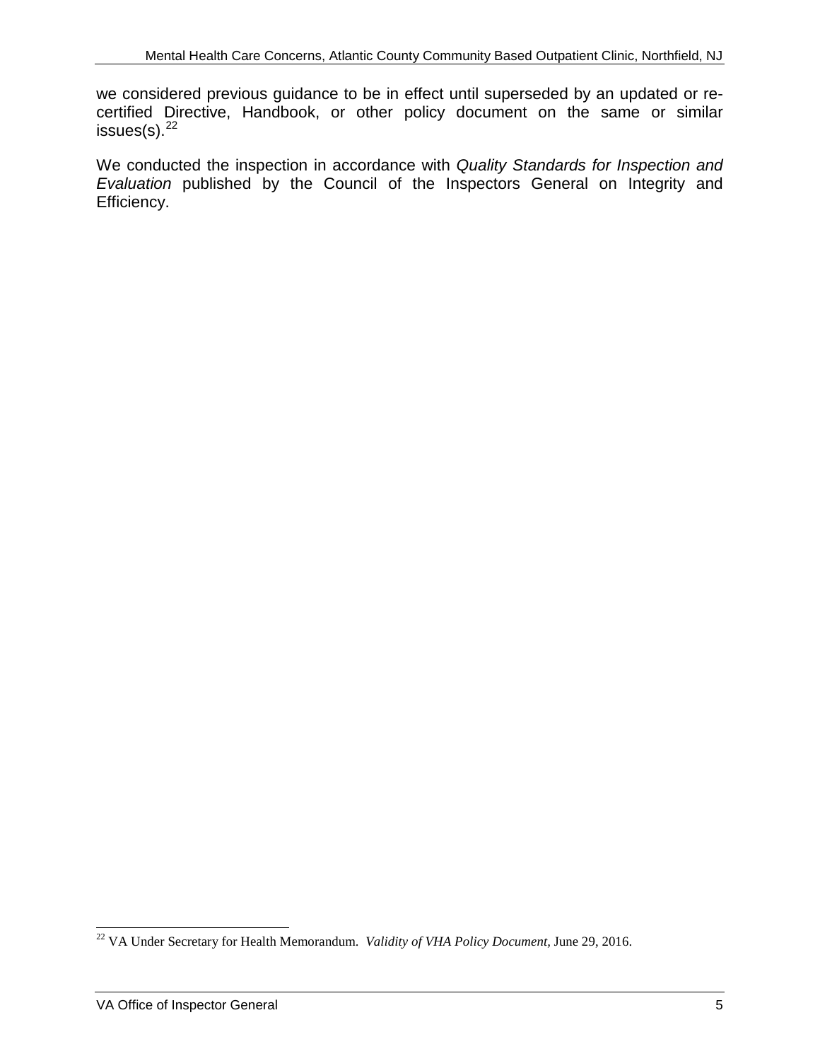we considered previous guidance to be in effect until superseded by an updated or re-certified Directive, Handbook, or other policy document on the same or similar issues(s).[22]

We conducted the inspection in accordance with *Quality Standards for Inspection and Evaluation* published by the Council of the Inspectors General on Integrity and Efficiency.

[22] VA Under Secretary for Health Memorandum. *Validity of VHA Policy Document*, June 29, 2016.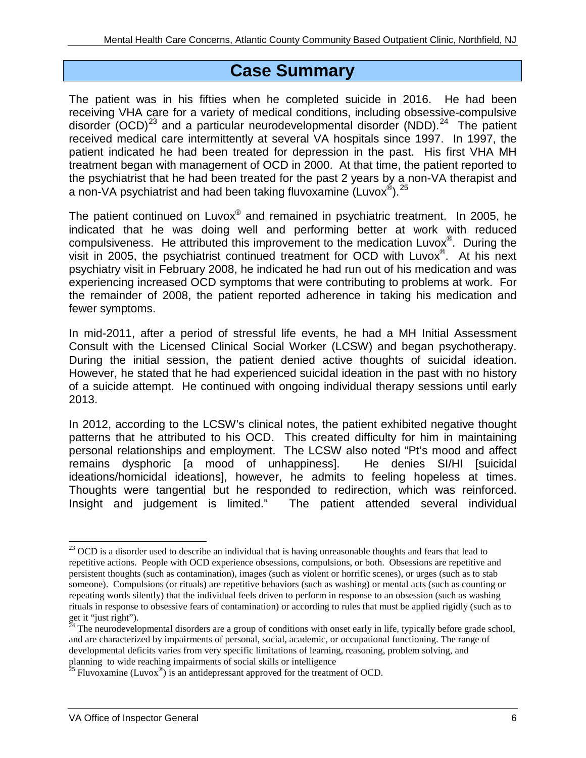# Case Summary

The patient was in his fifties when he completed suicide in 2016. He had been receiving VHA care for a variety of medical conditions, including obsessive-compulsive disorder (OCD)[23] and a particular neurodevelopmental disorder (NDD).[24] The patient received medical care intermittently at several VA hospitals since 1997. In 1997, the patient indicated he had been treated for depression in the past. His first VHA MH treatment began with management of OCD in 2000. At that time, the patient reported to the psychiatrist that he had been treated for the past 2 years by a non-VA therapist and a non-VA psychiatrist and had been taking fluvoxamine (Luvox®).[25]

The patient continued on Luvox® and remained in psychiatric treatment. In 2005, he indicated that he was doing well and performing better at work with reduced compulsiveness. He attributed this improvement to the medication Luvox®. During the visit in 2005, the psychiatrist continued treatment for OCD with Luvox®. At his next psychiatry visit in February 2008, he indicated he had run out of his medication and was experiencing increased OCD symptoms that were contributing to problems at work. For the remainder of 2008, the patient reported adherence in taking his medication and fewer symptoms.

In mid-2011, after a period of stressful life events, he had a MH Initial Assessment Consult with the Licensed Clinical Social Worker (LCSW) and began psychotherapy. During the initial session, the patient denied active thoughts of suicidal ideation. However, he stated that he had experienced suicidal ideation in the past with no history of a suicide attempt. He continued with ongoing individual therapy sessions until early 2013.

In 2012, according to the LCSW's clinical notes, the patient exhibited negative thought patterns that he attributed to his OCD. This created difficulty for him in maintaining personal relationships and employment. The LCSW also noted "Pt's mood and affect remains dysphoric [a mood of unhappiness]. He denies SI/HI [suicidal ideations/homicidal ideations], however, he admits to feeling hopeless at times. Thoughts were tangential but he responded to redirection, which was reinforced. Insight and judgement is limited." The patient attended several individual

---

[23] OCD is a disorder used to describe an individual that is having unreasonable thoughts and fears that lead to repetitive actions. People with OCD experience obsessions, compulsions, or both. Obsessions are repetitive and persistent thoughts (such as contamination), images (such as violent or horrific scenes), or urges (such as to stab someone). Compulsions (or rituals) are repetitive behaviors (such as washing) or mental acts (such as counting or repeating words silently) that the individual feels driven to perform in response to an obsession (such as washing rituals in response to obsessive fears of contamination) or according to rules that must be applied rigidly (such as to get it "just right").

[24] The neurodevelopmental disorders are a group of conditions with onset early in life, typically before grade school, and are characterized by impairments of personal, social, academic, or occupational functioning. The range of developmental deficits varies from very specific limitations of learning, reasoning, problem solving, and planning to wide reaching impairments of social skills or intelligence

[25] Fluvoxamine (Luvox®) is an antidepressant approved for the treatment of OCD.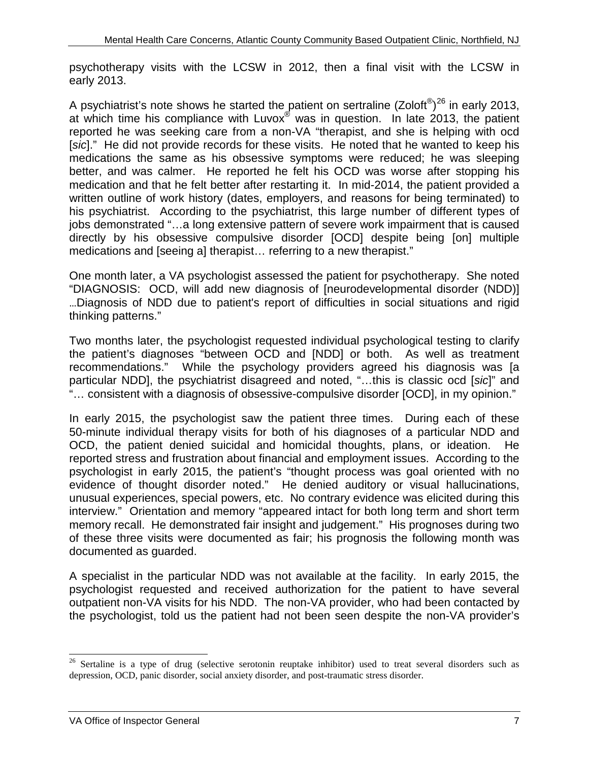psychotherapy visits with the LCSW in 2012, then a final visit with the LCSW in early 2013.

A psychiatrist's note shows he started the patient on sertraline (Zoloft®)[26] in early 2013, at which time his compliance with Luvox® was in question. In late 2013, the patient reported he was seeking care from a non-VA "therapist, and she is helping with ocd [*sic*]." He did not provide records for these visits. He noted that he wanted to keep his medications the same as his obsessive symptoms were reduced; he was sleeping better, and was calmer. He reported he felt his OCD was worse after stopping his medication and that he felt better after restarting it. In mid-2014, the patient provided a written outline of work history (dates, employers, and reasons for being terminated) to his psychiatrist. According to the psychiatrist, this large number of different types of jobs demonstrated "…a long extensive pattern of severe work impairment that is caused directly by his obsessive compulsive disorder [OCD] despite being [on] multiple medications and [seeing a] therapist… referring to a new therapist."

One month later, a VA psychologist assessed the patient for psychotherapy. She noted "DIAGNOSIS: OCD, will add new diagnosis of [neurodevelopmental disorder (NDD)] …Diagnosis of NDD due to patient's report of difficulties in social situations and rigid thinking patterns."

Two months later, the psychologist requested individual psychological testing to clarify the patient's diagnoses "between OCD and [NDD] or both. As well as treatment recommendations." While the psychology providers agreed his diagnosis was [a particular NDD], the psychiatrist disagreed and noted, "…this is classic ocd [*sic*]" and "… consistent with a diagnosis of obsessive-compulsive disorder [OCD], in my opinion."

In early 2015, the psychologist saw the patient three times. During each of these 50-minute individual therapy visits for both of his diagnoses of a particular NDD and OCD, the patient denied suicidal and homicidal thoughts, plans, or ideation. He reported stress and frustration about financial and employment issues. According to the psychologist in early 2015, the patient's "thought process was goal oriented with no evidence of thought disorder noted." He denied auditory or visual hallucinations, unusual experiences, special powers, etc. No contrary evidence was elicited during this interview." Orientation and memory "appeared intact for both long term and short term memory recall. He demonstrated fair insight and judgement." His prognoses during two of these three visits were documented as fair; his prognosis the following month was documented as guarded.

A specialist in the particular NDD was not available at the facility. In early 2015, the psychologist requested and received authorization for the patient to have several outpatient non-VA visits for his NDD. The non-VA provider, who had been contacted by the psychologist, told us the patient had not been seen despite the non-VA provider's

[26] Sertaline is a type of drug (selective serotonin reuptake inhibitor) used to treat several disorders such as depression, OCD, panic disorder, social anxiety disorder, and post-traumatic stress disorder.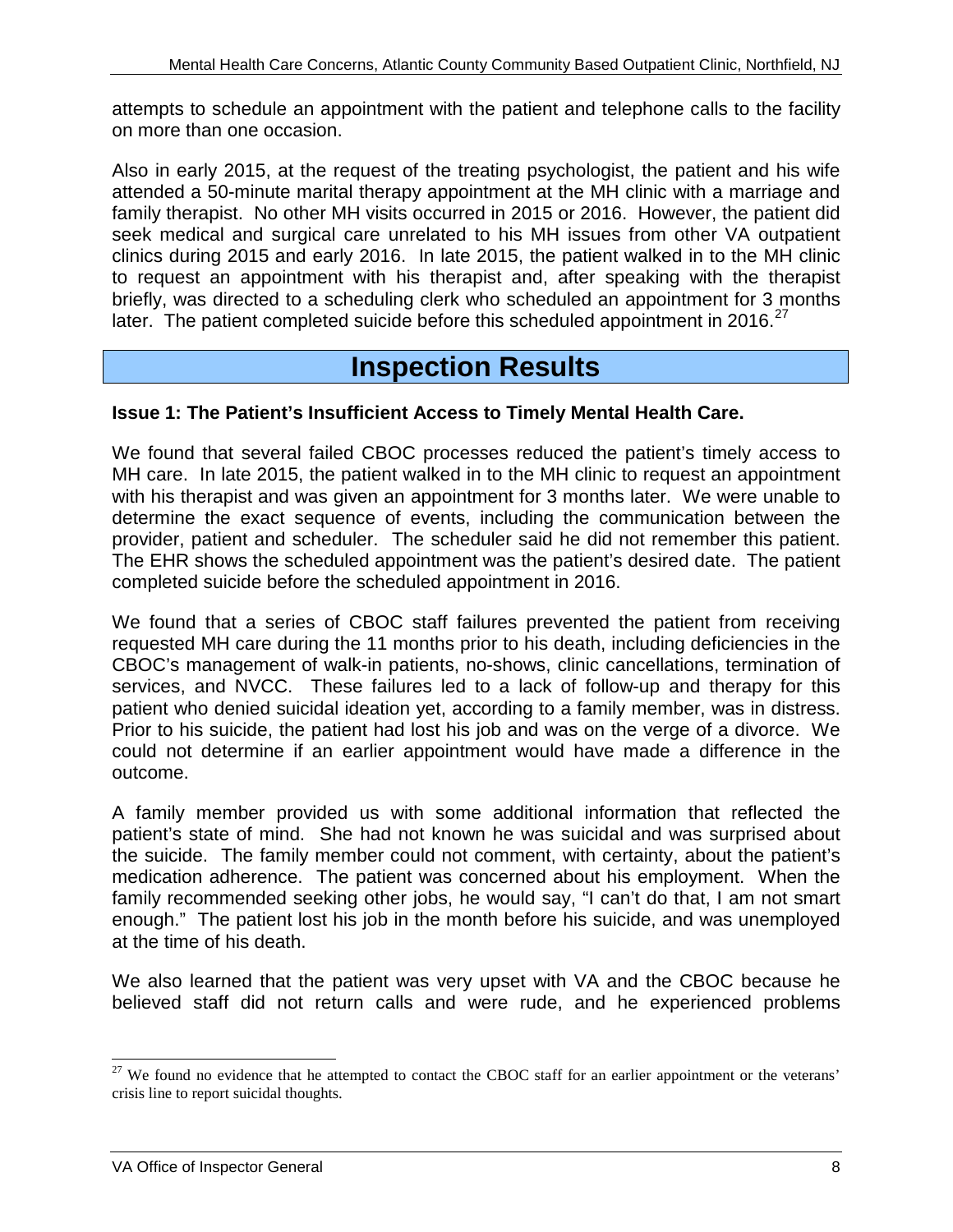attempts to schedule an appointment with the patient and telephone calls to the facility on more than one occasion.

Also in early 2015, at the request of the treating psychologist, the patient and his wife attended a 50-minute marital therapy appointment at the MH clinic with a marriage and family therapist. No other MH visits occurred in 2015 or 2016. However, the patient did seek medical and surgical care unrelated to his MH issues from other VA outpatient clinics during 2015 and early 2016. In late 2015, the patient walked in to the MH clinic to request an appointment with his therapist and, after speaking with the therapist briefly, was directed to a scheduling clerk who scheduled an appointment for 3 months later. The patient completed suicide before this scheduled appointment in 2016.[27]

# Inspection Results

**Issue 1: The Patient's Insufficient Access to Timely Mental Health Care.**

We found that several failed CBOC processes reduced the patient's timely access to MH care. In late 2015, the patient walked in to the MH clinic to request an appointment with his therapist and was given an appointment for 3 months later. We were unable to determine the exact sequence of events, including the communication between the provider, patient and scheduler. The scheduler said he did not remember this patient. The EHR shows the scheduled appointment was the patient's desired date. The patient completed suicide before the scheduled appointment in 2016.

We found that a series of CBOC staff failures prevented the patient from receiving requested MH care during the 11 months prior to his death, including deficiencies in the CBOC's management of walk-in patients, no-shows, clinic cancellations, termination of services, and NVCC. These failures led to a lack of follow-up and therapy for this patient who denied suicidal ideation yet, according to a family member, was in distress. Prior to his suicide, the patient had lost his job and was on the verge of a divorce. We could not determine if an earlier appointment would have made a difference in the outcome.

A family member provided us with some additional information that reflected the patient's state of mind. She had not known he was suicidal and was surprised about the suicide. The family member could not comment, with certainty, about the patient's medication adherence. The patient was concerned about his employment. When the family recommended seeking other jobs, he would say, "I can't do that, I am not smart enough." The patient lost his job in the month before his suicide, and was unemployed at the time of his death.

We also learned that the patient was very upset with VA and the CBOC because he believed staff did not return calls and were rude, and he experienced problems

[27] We found no evidence that he attempted to contact the CBOC staff for an earlier appointment or the veterans' crisis line to report suicidal thoughts.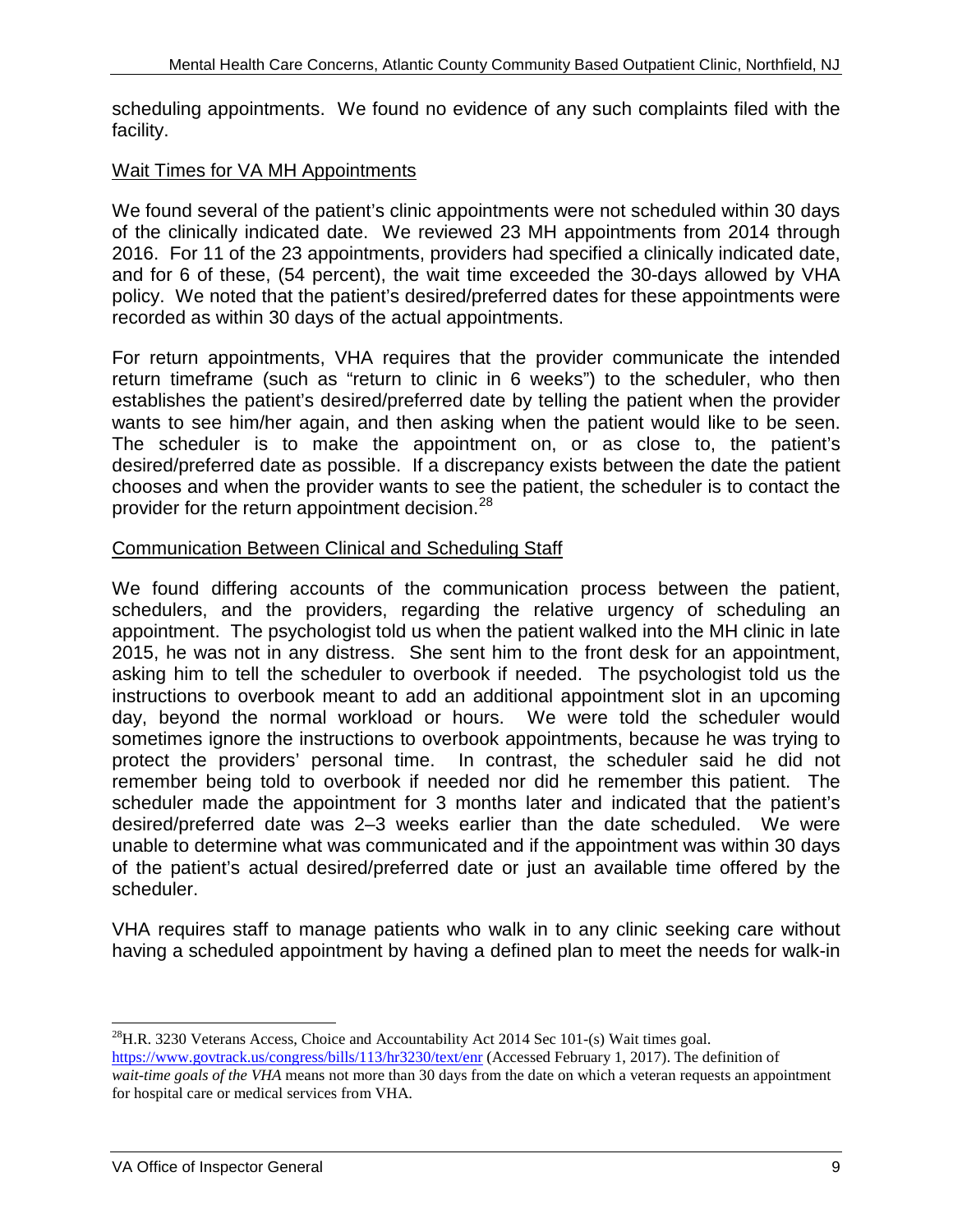scheduling appointments. We found no evidence of any such complaints filed with the facility.

Wait Times for VA MH Appointments

We found several of the patient's clinic appointments were not scheduled within 30 days of the clinically indicated date. We reviewed 23 MH appointments from 2014 through 2016. For 11 of the 23 appointments, providers had specified a clinically indicated date, and for 6 of these, (54 percent), the wait time exceeded the 30-days allowed by VHA policy. We noted that the patient's desired/preferred dates for these appointments were recorded as within 30 days of the actual appointments.

For return appointments, VHA requires that the provider communicate the intended return timeframe (such as "return to clinic in 6 weeks") to the scheduler, who then establishes the patient's desired/preferred date by telling the patient when the provider wants to see him/her again, and then asking when the patient would like to be seen. The scheduler is to make the appointment on, or as close to, the patient's desired/preferred date as possible. If a discrepancy exists between the date the patient chooses and when the provider wants to see the patient, the scheduler is to contact the provider for the return appointment decision.[28]

Communication Between Clinical and Scheduling Staff

We found differing accounts of the communication process between the patient, schedulers, and the providers, regarding the relative urgency of scheduling an appointment. The psychologist told us when the patient walked into the MH clinic in late 2015, he was not in any distress. She sent him to the front desk for an appointment, asking him to tell the scheduler to overbook if needed. The psychologist told us the instructions to overbook meant to add an additional appointment slot in an upcoming day, beyond the normal workload or hours. We were told the scheduler would sometimes ignore the instructions to overbook appointments, because he was trying to protect the providers' personal time. In contrast, the scheduler said he did not remember being told to overbook if needed nor did he remember this patient. The scheduler made the appointment for 3 months later and indicated that the patient's desired/preferred date was 2–3 weeks earlier than the date scheduled. We were unable to determine what was communicated and if the appointment was within 30 days of the patient's actual desired/preferred date or just an available time offered by the scheduler.

VHA requires staff to manage patients who walk in to any clinic seeking care without having a scheduled appointment by having a defined plan to meet the needs for walk-in

---

[28] H.R. 3230 Veterans Access, Choice and Accountability Act 2014 Sec 101-(s) Wait times goal. https://www.govtrack.us/congress/bills/113/hr3230/text/enr (Accessed February 1, 2017). The definition of *wait-time goals of the VHA* means not more than 30 days from the date on which a veteran requests an appointment for hospital care or medical services from VHA.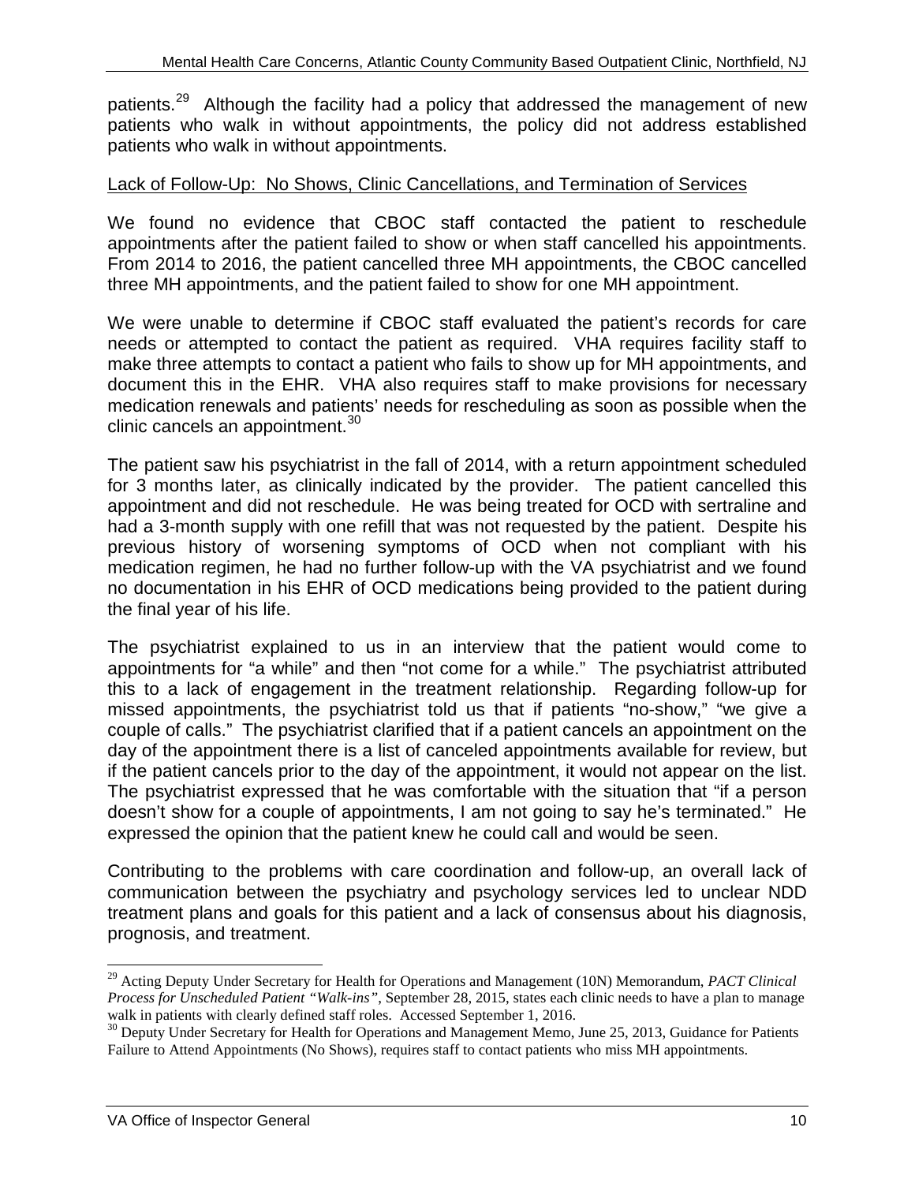patients.[29] Although the facility had a policy that addressed the management of new patients who walk in without appointments, the policy did not address established patients who walk in without appointments.

Lack of Follow-Up: No Shows, Clinic Cancellations, and Termination of Services

We found no evidence that CBOC staff contacted the patient to reschedule appointments after the patient failed to show or when staff cancelled his appointments. From 2014 to 2016, the patient cancelled three MH appointments, the CBOC cancelled three MH appointments, and the patient failed to show for one MH appointment.

We were unable to determine if CBOC staff evaluated the patient's records for care needs or attempted to contact the patient as required. VHA requires facility staff to make three attempts to contact a patient who fails to show up for MH appointments, and document this in the EHR. VHA also requires staff to make provisions for necessary medication renewals and patients' needs for rescheduling as soon as possible when the clinic cancels an appointment.[30]

The patient saw his psychiatrist in the fall of 2014, with a return appointment scheduled for 3 months later, as clinically indicated by the provider. The patient cancelled this appointment and did not reschedule. He was being treated for OCD with sertraline and had a 3-month supply with one refill that was not requested by the patient. Despite his previous history of worsening symptoms of OCD when not compliant with his medication regimen, he had no further follow-up with the VA psychiatrist and we found no documentation in his EHR of OCD medications being provided to the patient during the final year of his life.

The psychiatrist explained to us in an interview that the patient would come to appointments for "a while" and then "not come for a while." The psychiatrist attributed this to a lack of engagement in the treatment relationship. Regarding follow-up for missed appointments, the psychiatrist told us that if patients "no-show," "we give a couple of calls." The psychiatrist clarified that if a patient cancels an appointment on the day of the appointment there is a list of canceled appointments available for review, but if the patient cancels prior to the day of the appointment, it would not appear on the list. The psychiatrist expressed that he was comfortable with the situation that "if a person doesn't show for a couple of appointments, I am not going to say he's terminated." He expressed the opinion that the patient knew he could call and would be seen.

Contributing to the problems with care coordination and follow-up, an overall lack of communication between the psychiatry and psychology services led to unclear NDD treatment plans and goals for this patient and a lack of consensus about his diagnosis, prognosis, and treatment.

---

[29] Acting Deputy Under Secretary for Health for Operations and Management (10N) Memorandum, *PACT Clinical Process for Unscheduled Patient "Walk-ins"*, September 28, 2015, states each clinic needs to have a plan to manage walk in patients with clearly defined staff roles. Accessed September 1, 2016.

[30] Deputy Under Secretary for Health for Operations and Management Memo, June 25, 2013, Guidance for Patients Failure to Attend Appointments (No Shows), requires staff to contact patients who miss MH appointments.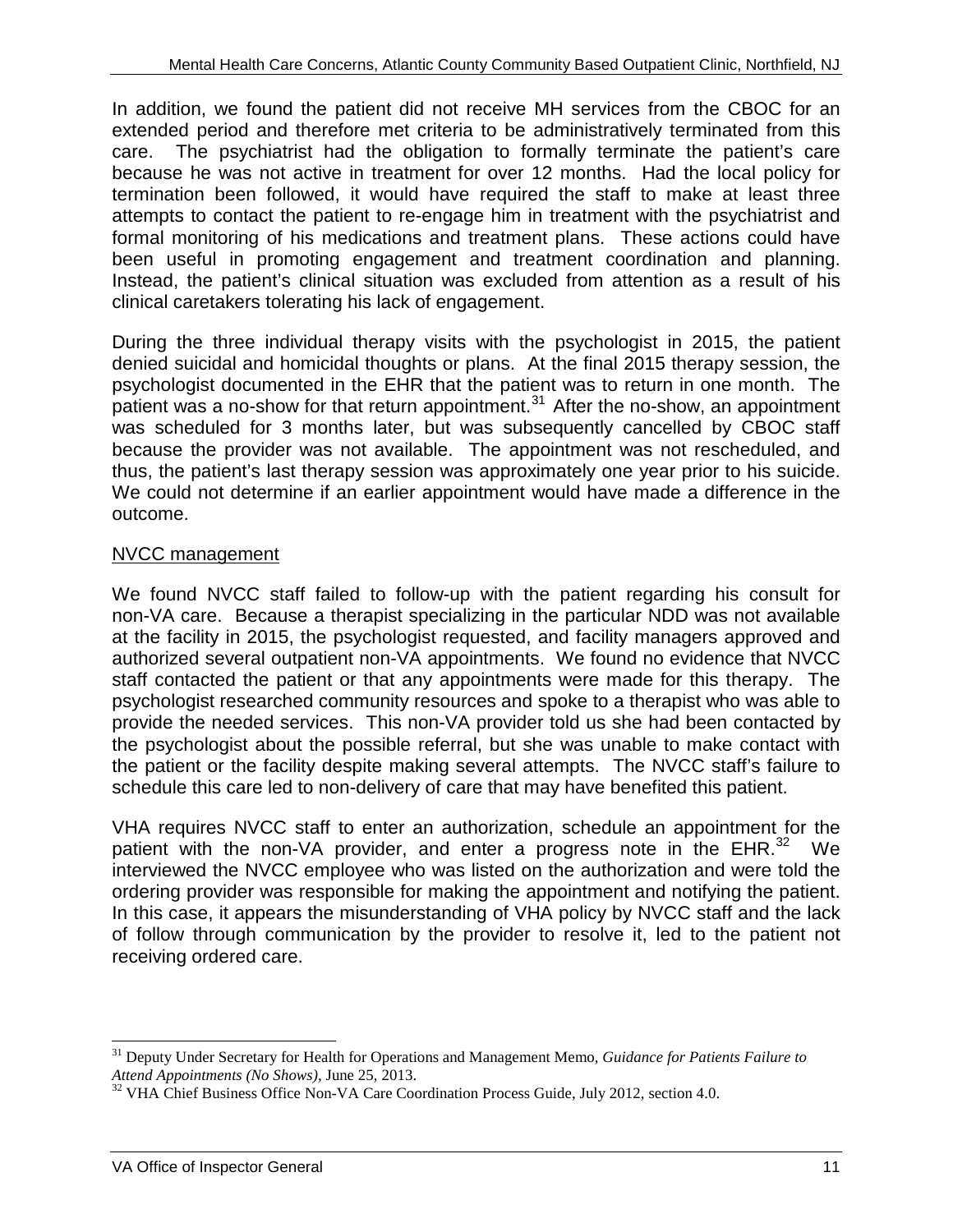In addition, we found the patient did not receive MH services from the CBOC for an extended period and therefore met criteria to be administratively terminated from this care. The psychiatrist had the obligation to formally terminate the patient's care because he was not active in treatment for over 12 months. Had the local policy for termination been followed, it would have required the staff to make at least three attempts to contact the patient to re-engage him in treatment with the psychiatrist and formal monitoring of his medications and treatment plans. These actions could have been useful in promoting engagement and treatment coordination and planning. Instead, the patient's clinical situation was excluded from attention as a result of his clinical caretakers tolerating his lack of engagement.

During the three individual therapy visits with the psychologist in 2015, the patient denied suicidal and homicidal thoughts or plans. At the final 2015 therapy session, the psychologist documented in the EHR that the patient was to return in one month. The patient was a no-show for that return appointment.[31] After the no-show, an appointment was scheduled for 3 months later, but was subsequently cancelled by CBOC staff because the provider was not available. The appointment was not rescheduled, and thus, the patient's last therapy session was approximately one year prior to his suicide. We could not determine if an earlier appointment would have made a difference in the outcome.

<u>NVCC management</u>

We found NVCC staff failed to follow-up with the patient regarding his consult for non-VA care. Because a therapist specializing in the particular NDD was not available at the facility in 2015, the psychologist requested, and facility managers approved and authorized several outpatient non-VA appointments. We found no evidence that NVCC staff contacted the patient or that any appointments were made for this therapy. The psychologist researched community resources and spoke to a therapist who was able to provide the needed services. This non-VA provider told us she had been contacted by the psychologist about the possible referral, but she was unable to make contact with the patient or the facility despite making several attempts. The NVCC staff's failure to schedule this care led to non-delivery of care that may have benefited this patient.

VHA requires NVCC staff to enter an authorization, schedule an appointment for the patient with the non-VA provider, and enter a progress note in the EHR.[32] We interviewed the NVCC employee who was listed on the authorization and were told the ordering provider was responsible for making the appointment and notifying the patient. In this case, it appears the misunderstanding of VHA policy by NVCC staff and the lack of follow through communication by the provider to resolve it, led to the patient not receiving ordered care.

---

[31] Deputy Under Secretary for Health for Operations and Management Memo, *Guidance for Patients Failure to Attend Appointments (No Shows)*, June 25, 2013.

[32] VHA Chief Business Office Non-VA Care Coordination Process Guide, July 2012, section 4.0.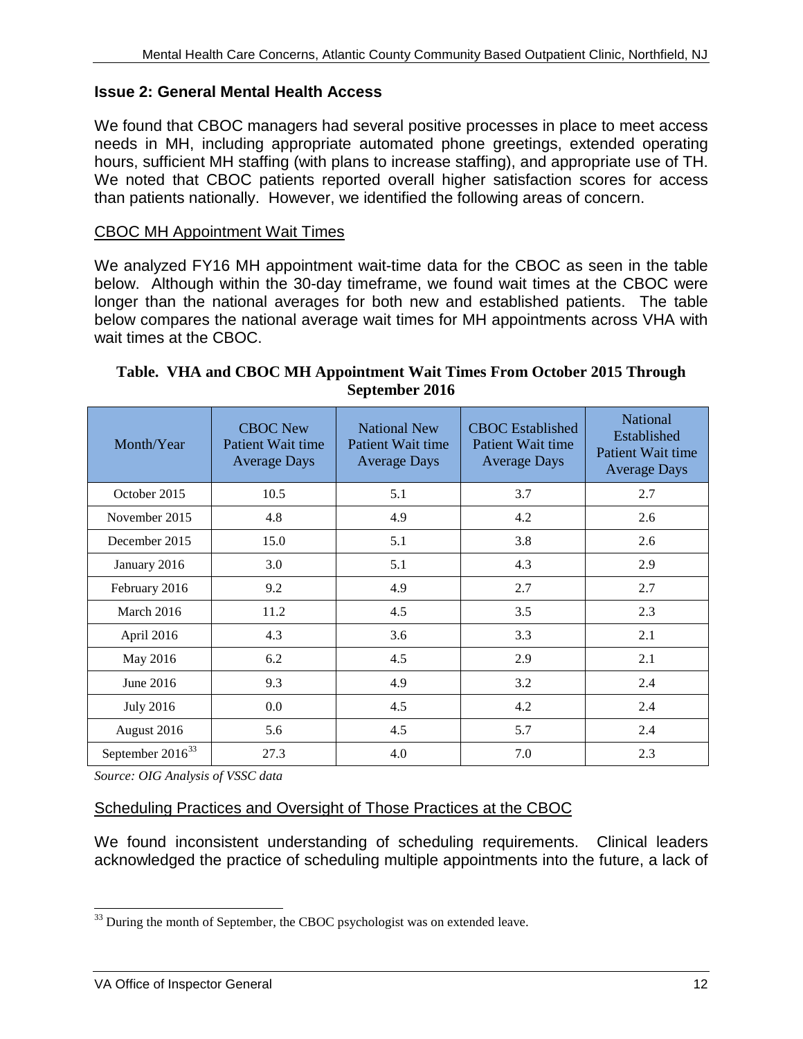### Issue 2: General Mental Health Access

We found that CBOC managers had several positive processes in place to meet access needs in MH, including appropriate automated phone greetings, extended operating hours, sufficient MH staffing (with plans to increase staffing), and appropriate use of TH. We noted that CBOC patients reported overall higher satisfaction scores for access than patients nationally. However, we identified the following areas of concern.

CBOC MH Appointment Wait Times

We analyzed FY16 MH appointment wait-time data for the CBOC as seen in the table below. Although within the 30-day timeframe, we found wait times at the CBOC were longer than the national averages for both new and established patients. The table below compares the national average wait times for MH appointments across VHA with wait times at the CBOC.

**Table. VHA and CBOC MH Appointment Wait Times From October 2015 Through September 2016**

| Month/Year | CBOC New Patient Wait time Average Days | National New Patient Wait time Average Days | CBOC Established Patient Wait time Average Days | National Established Patient Wait time Average Days |
|---|---|---|---|---|
| October 2015 | 10.5 | 5.1 | 3.7 | 2.7 |
| November 2015 | 4.8 | 4.9 | 4.2 | 2.6 |
| December 2015 | 15.0 | 5.1 | 3.8 | 2.6 |
| January 2016 | 3.0 | 5.1 | 4.3 | 2.9 |
| February 2016 | 9.2 | 4.9 | 2.7 | 2.7 |
| March 2016 | 11.2 | 4.5 | 3.5 | 2.3 |
| April 2016 | 4.3 | 3.6 | 3.3 | 2.1 |
| May 2016 | 6.2 | 4.5 | 2.9 | 2.1 |
| June 2016 | 9.3 | 4.9 | 3.2 | 2.4 |
| July 2016 | 0.0 | 4.5 | 4.2 | 2.4 |
| August 2016 | 5.6 | 4.5 | 5.7 | 2.4 |
| September 2016[33] | 27.3 | 4.0 | 7.0 | 2.3 |

*Source: OIG Analysis of VSSC data*

Scheduling Practices and Oversight of Those Practices at the CBOC

We found inconsistent understanding of scheduling requirements. Clinical leaders acknowledged the practice of scheduling multiple appointments into the future, a lack of

[33] During the month of September, the CBOC psychologist was on extended leave.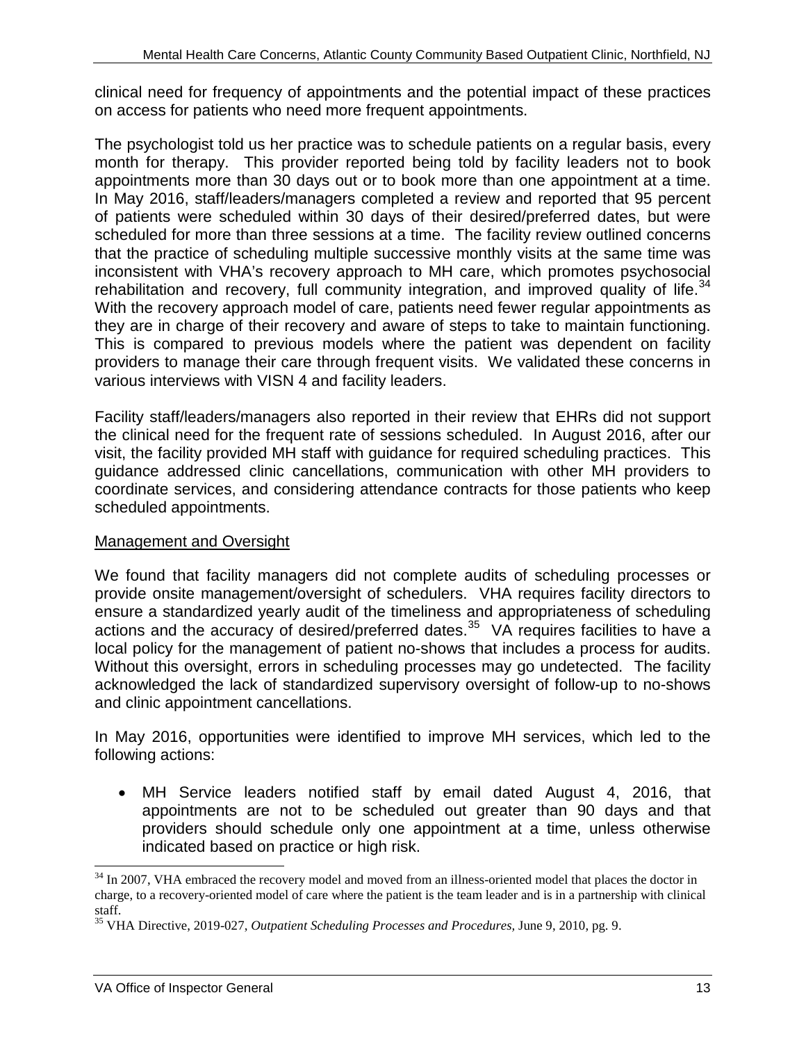clinical need for frequency of appointments and the potential impact of these practices on access for patients who need more frequent appointments.

The psychologist told us her practice was to schedule patients on a regular basis, every month for therapy. This provider reported being told by facility leaders not to book appointments more than 30 days out or to book more than one appointment at a time. In May 2016, staff/leaders/managers completed a review and reported that 95 percent of patients were scheduled within 30 days of their desired/preferred dates, but were scheduled for more than three sessions at a time. The facility review outlined concerns that the practice of scheduling multiple successive monthly visits at the same time was inconsistent with VHA's recovery approach to MH care, which promotes psychosocial rehabilitation and recovery, full community integration, and improved quality of life.[34] With the recovery approach model of care, patients need fewer regular appointments as they are in charge of their recovery and aware of steps to take to maintain functioning. This is compared to previous models where the patient was dependent on facility providers to manage their care through frequent visits. We validated these concerns in various interviews with VISN 4 and facility leaders.

Facility staff/leaders/managers also reported in their review that EHRs did not support the clinical need for the frequent rate of sessions scheduled. In August 2016, after our visit, the facility provided MH staff with guidance for required scheduling practices. This guidance addressed clinic cancellations, communication with other MH providers to coordinate services, and considering attendance contracts for those patients who keep scheduled appointments.

Management and Oversight

We found that facility managers did not complete audits of scheduling processes or provide onsite management/oversight of schedulers. VHA requires facility directors to ensure a standardized yearly audit of the timeliness and appropriateness of scheduling actions and the accuracy of desired/preferred dates.[35] VA requires facilities to have a local policy for the management of patient no-shows that includes a process for audits. Without this oversight, errors in scheduling processes may go undetected. The facility acknowledged the lack of standardized supervisory oversight of follow-up to no-shows and clinic appointment cancellations.

In May 2016, opportunities were identified to improve MH services, which led to the following actions:

- MH Service leaders notified staff by email dated August 4, 2016, that appointments are not to be scheduled out greater than 90 days and that providers should schedule only one appointment at a time, unless otherwise indicated based on practice or high risk.

---

[34] In 2007, VHA embraced the recovery model and moved from an illness-oriented model that places the doctor in charge, to a recovery-oriented model of care where the patient is the team leader and is in a partnership with clinical staff.

[35] VHA Directive, 2019-027, *Outpatient Scheduling Processes and Procedures*, June 9, 2010, pg. 9.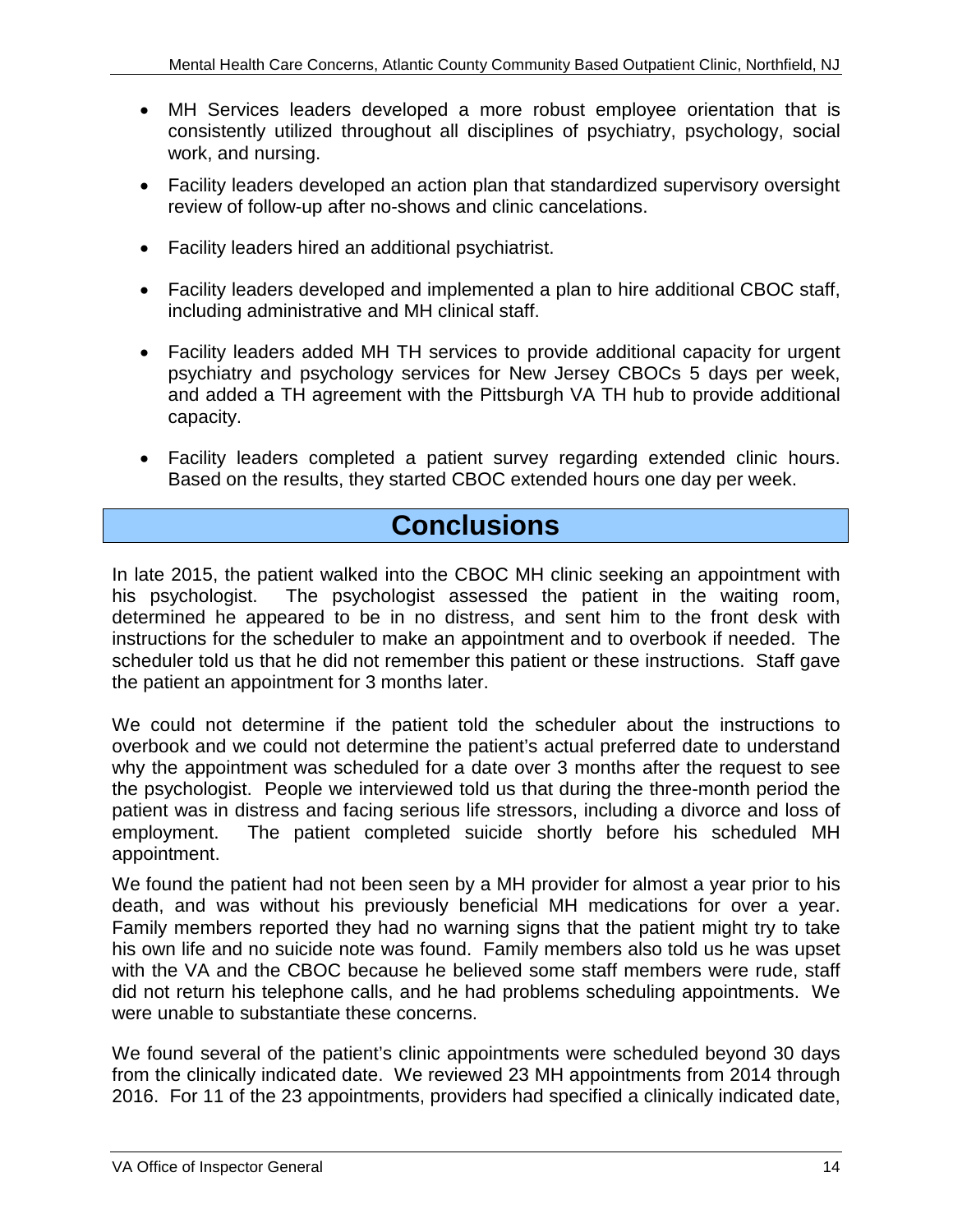- MH Services leaders developed a more robust employee orientation that is consistently utilized throughout all disciplines of psychiatry, psychology, social work, and nursing.
- Facility leaders developed an action plan that standardized supervisory oversight review of follow-up after no-shows and clinic cancelations.
- Facility leaders hired an additional psychiatrist.
- Facility leaders developed and implemented a plan to hire additional CBOC staff, including administrative and MH clinical staff.
- Facility leaders added MH TH services to provide additional capacity for urgent psychiatry and psychology services for New Jersey CBOCs 5 days per week, and added a TH agreement with the Pittsburgh VA TH hub to provide additional capacity.
- Facility leaders completed a patient survey regarding extended clinic hours. Based on the results, they started CBOC extended hours one day per week.

# Conclusions

In late 2015, the patient walked into the CBOC MH clinic seeking an appointment with his psychologist. The psychologist assessed the patient in the waiting room, determined he appeared to be in no distress, and sent him to the front desk with instructions for the scheduler to make an appointment and to overbook if needed. The scheduler told us that he did not remember this patient or these instructions. Staff gave the patient an appointment for 3 months later.

We could not determine if the patient told the scheduler about the instructions to overbook and we could not determine the patient's actual preferred date to understand why the appointment was scheduled for a date over 3 months after the request to see the psychologist. People we interviewed told us that during the three-month period the patient was in distress and facing serious life stressors, including a divorce and loss of employment. The patient completed suicide shortly before his scheduled MH appointment.

We found the patient had not been seen by a MH provider for almost a year prior to his death, and was without his previously beneficial MH medications for over a year. Family members reported they had no warning signs that the patient might try to take his own life and no suicide note was found. Family members also told us he was upset with the VA and the CBOC because he believed some staff members were rude, staff did not return his telephone calls, and he had problems scheduling appointments. We were unable to substantiate these concerns.

We found several of the patient's clinic appointments were scheduled beyond 30 days from the clinically indicated date. We reviewed 23 MH appointments from 2014 through 2016. For 11 of the 23 appointments, providers had specified a clinically indicated date,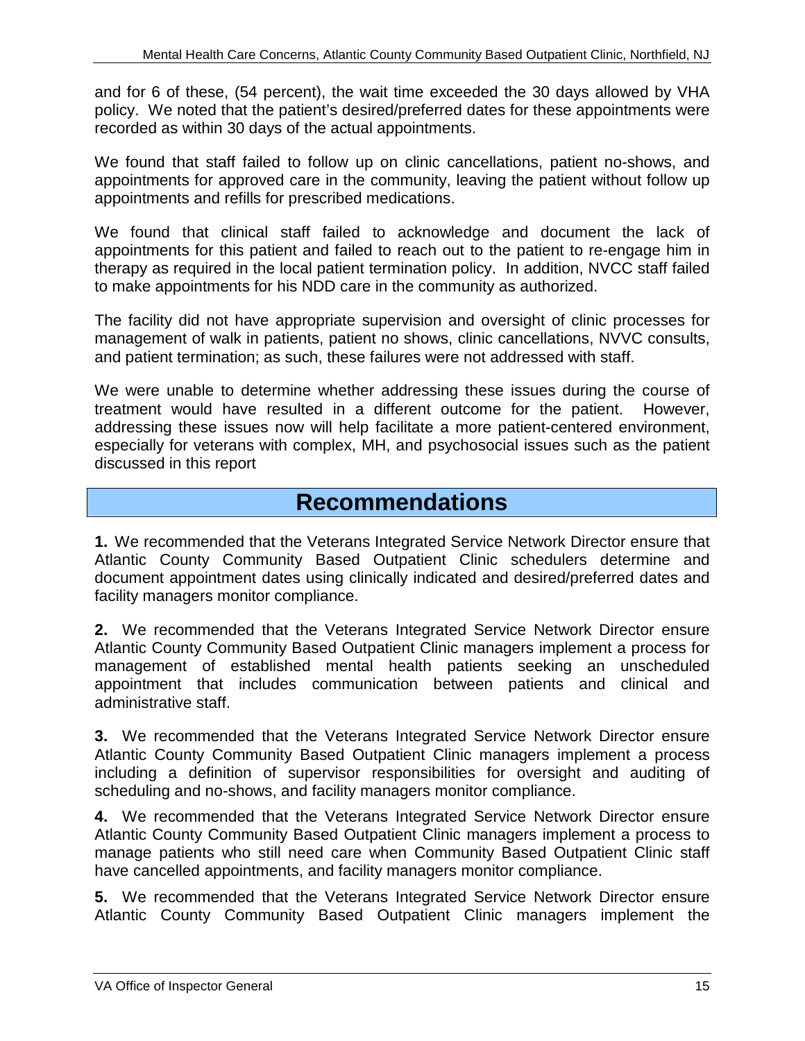and for 6 of these, (54 percent), the wait time exceeded the 30 days allowed by VHA policy. We noted that the patient's desired/preferred dates for these appointments were recorded as within 30 days of the actual appointments.

We found that staff failed to follow up on clinic cancellations, patient no-shows, and appointments for approved care in the community, leaving the patient without follow up appointments and refills for prescribed medications.

We found that clinical staff failed to acknowledge and document the lack of appointments for this patient and failed to reach out to the patient to re-engage him in therapy as required in the local patient termination policy. In addition, NVCC staff failed to make appointments for his NDD care in the community as authorized.

The facility did not have appropriate supervision and oversight of clinic processes for management of walk in patients, patient no shows, clinic cancellations, NVVC consults, and patient termination; as such, these failures were not addressed with staff.

We were unable to determine whether addressing these issues during the course of treatment would have resulted in a different outcome for the patient. However, addressing these issues now will help facilitate a more patient-centered environment, especially for veterans with complex, MH, and psychosocial issues such as the patient discussed in this report

# Recommendations

**1.** We recommended that the Veterans Integrated Service Network Director ensure that Atlantic County Community Based Outpatient Clinic schedulers determine and document appointment dates using clinically indicated and desired/preferred dates and facility managers monitor compliance.

**2.** We recommended that the Veterans Integrated Service Network Director ensure Atlantic County Community Based Outpatient Clinic managers implement a process for management of established mental health patients seeking an unscheduled appointment that includes communication between patients and clinical and administrative staff.

**3.** We recommended that the Veterans Integrated Service Network Director ensure Atlantic County Community Based Outpatient Clinic managers implement a process including a definition of supervisor responsibilities for oversight and auditing of scheduling and no-shows, and facility managers monitor compliance.

**4.** We recommended that the Veterans Integrated Service Network Director ensure Atlantic County Community Based Outpatient Clinic managers implement a process to manage patients who still need care when Community Based Outpatient Clinic staff have cancelled appointments, and facility managers monitor compliance.

**5.** We recommended that the Veterans Integrated Service Network Director ensure Atlantic County Community Based Outpatient Clinic managers implement the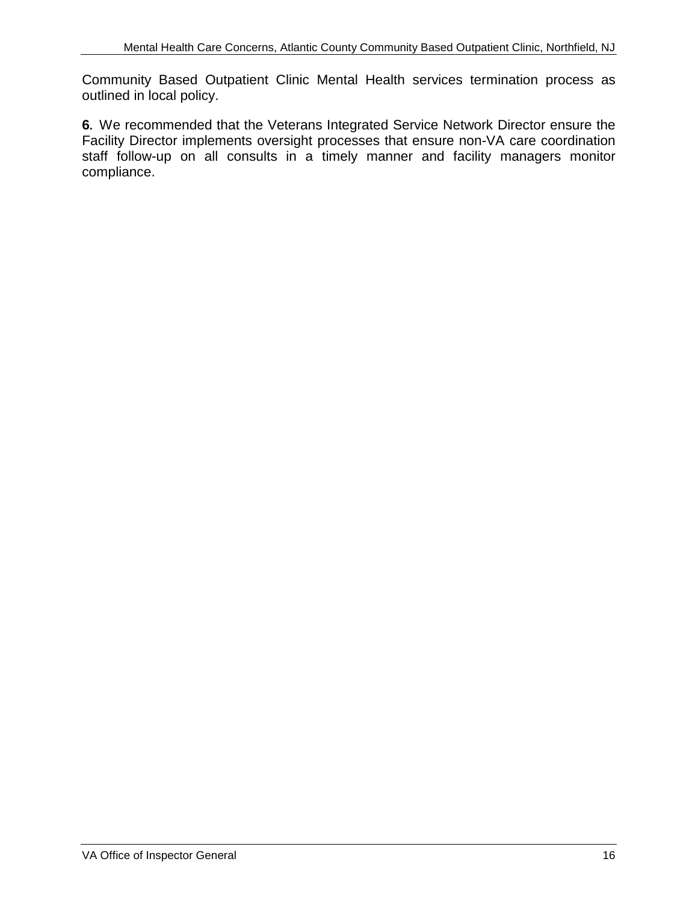Community Based Outpatient Clinic Mental Health services termination process as outlined in local policy.

**6**. We recommended that the Veterans Integrated Service Network Director ensure the Facility Director implements oversight processes that ensure non-VA care coordination staff follow-up on all consults in a timely manner and facility managers monitor compliance.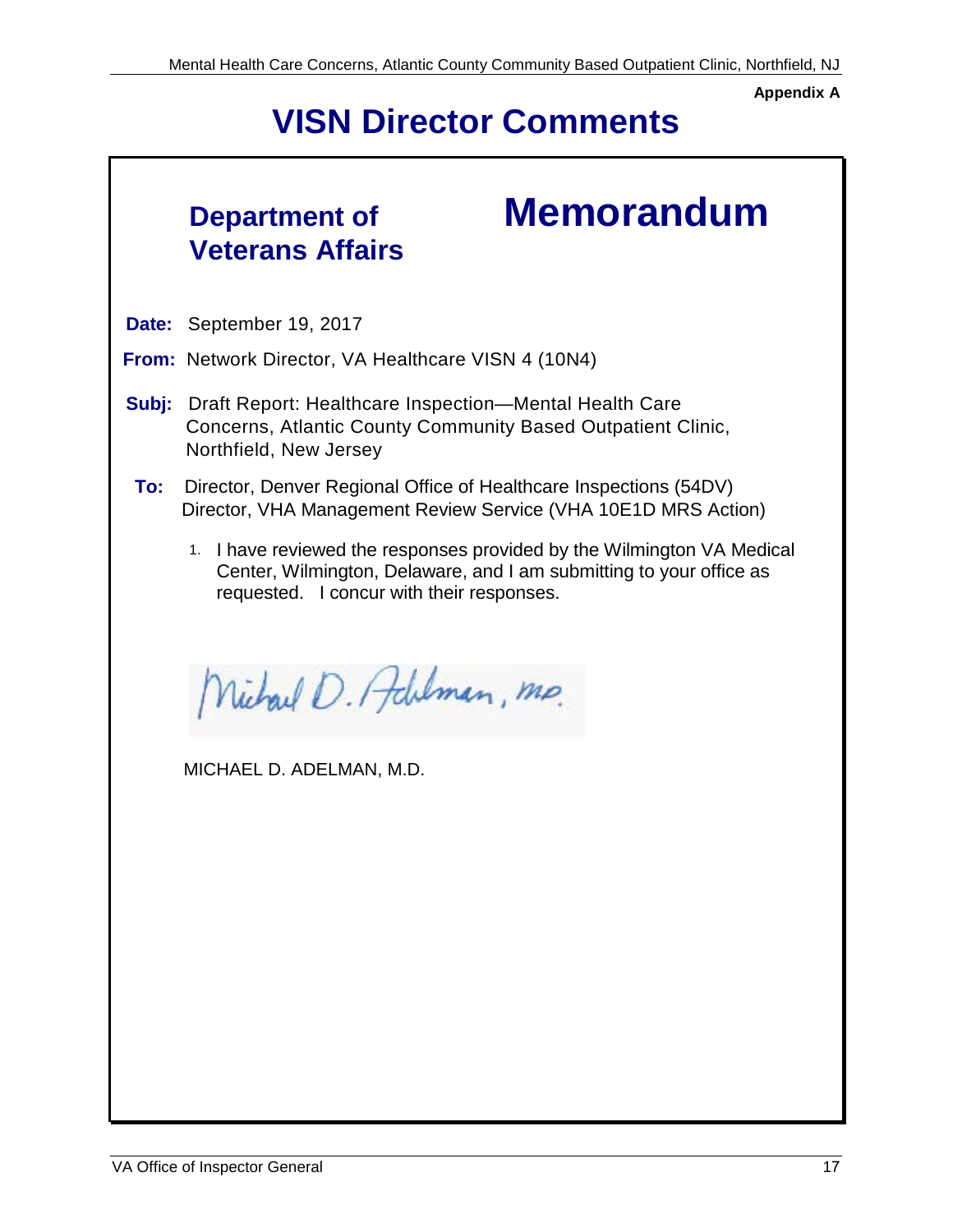**Appendix A**

# VISN Director Comments

## Department of Veterans Affairs — Memorandum

**Date:** September 19, 2017

**From:** Network Director, VA Healthcare VISN 4 (10N4)

**Subj:** Draft Report: Healthcare Inspection—Mental Health Care Concerns, Atlantic County Community Based Outpatient Clinic, Northfield, New Jersey

**To:** Director, Denver Regional Office of Healthcare Inspections (54DV)
Director, VHA Management Review Service (VHA 10E1D MRS Action)

1. I have reviewed the responses provided by the Wilmington VA Medical Center, Wilmington, Delaware, and I am submitting to your office as requested. I concur with their responses.

Michael D. Adelman, MD

MICHAEL D. ADELMAN, M.D.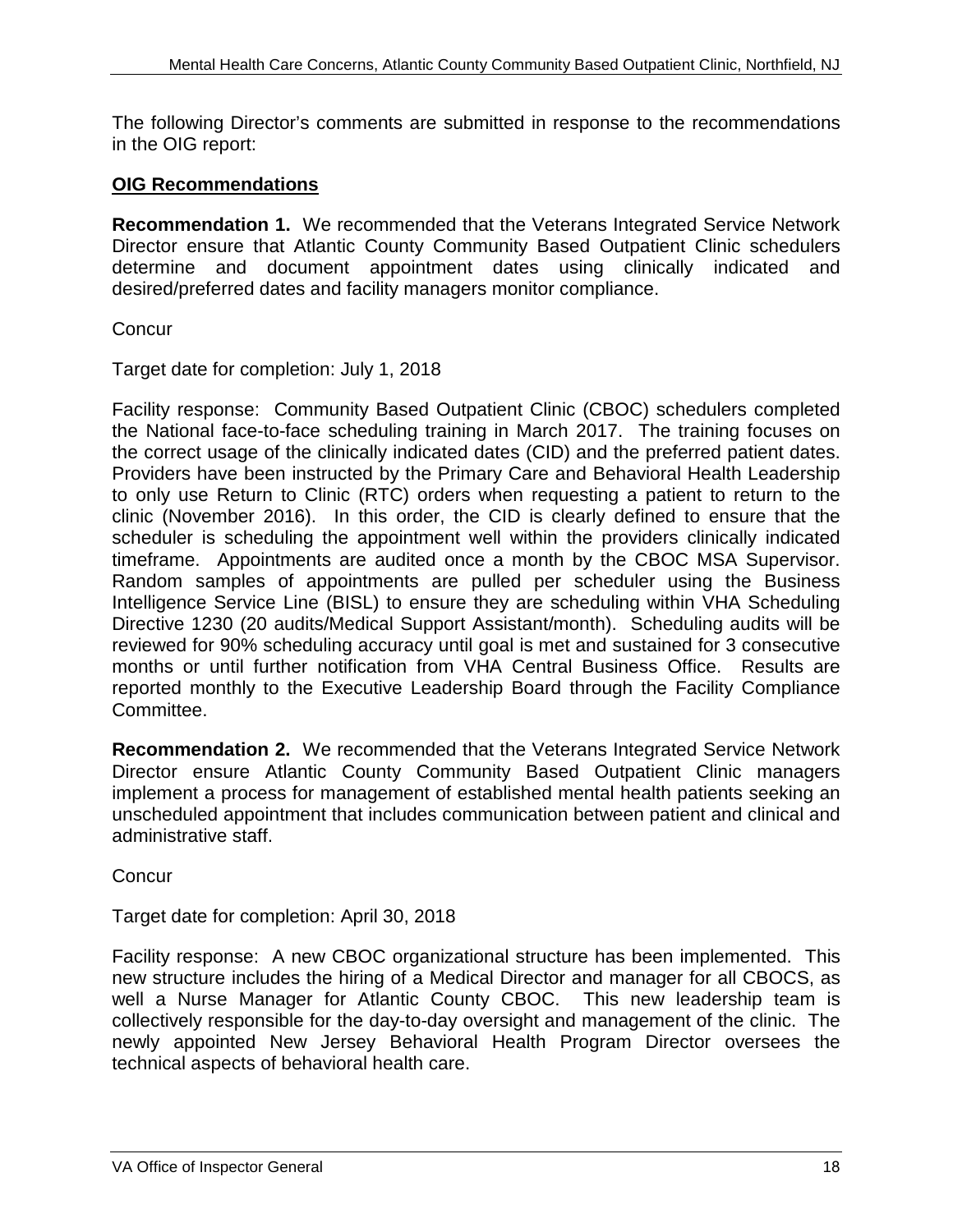The following Director's comments are submitted in response to the recommendations in the OIG report:

**OIG Recommendations**

**Recommendation 1.** We recommended that the Veterans Integrated Service Network Director ensure that Atlantic County Community Based Outpatient Clinic schedulers determine and document appointment dates using clinically indicated and desired/preferred dates and facility managers monitor compliance.

Concur

Target date for completion: July 1, 2018

Facility response: Community Based Outpatient Clinic (CBOC) schedulers completed the National face-to-face scheduling training in March 2017. The training focuses on the correct usage of the clinically indicated dates (CID) and the preferred patient dates. Providers have been instructed by the Primary Care and Behavioral Health Leadership to only use Return to Clinic (RTC) orders when requesting a patient to return to the clinic (November 2016). In this order, the CID is clearly defined to ensure that the scheduler is scheduling the appointment well within the providers clinically indicated timeframe. Appointments are audited once a month by the CBOC MSA Supervisor. Random samples of appointments are pulled per scheduler using the Business Intelligence Service Line (BISL) to ensure they are scheduling within VHA Scheduling Directive 1230 (20 audits/Medical Support Assistant/month). Scheduling audits will be reviewed for 90% scheduling accuracy until goal is met and sustained for 3 consecutive months or until further notification from VHA Central Business Office. Results are reported monthly to the Executive Leadership Board through the Facility Compliance Committee.

**Recommendation 2.** We recommended that the Veterans Integrated Service Network Director ensure Atlantic County Community Based Outpatient Clinic managers implement a process for management of established mental health patients seeking an unscheduled appointment that includes communication between patient and clinical and administrative staff.

Concur

Target date for completion: April 30, 2018

Facility response: A new CBOC organizational structure has been implemented. This new structure includes the hiring of a Medical Director and manager for all CBOCS, as well a Nurse Manager for Atlantic County CBOC. This new leadership team is collectively responsible for the day-to-day oversight and management of the clinic. The newly appointed New Jersey Behavioral Health Program Director oversees the technical aspects of behavioral health care.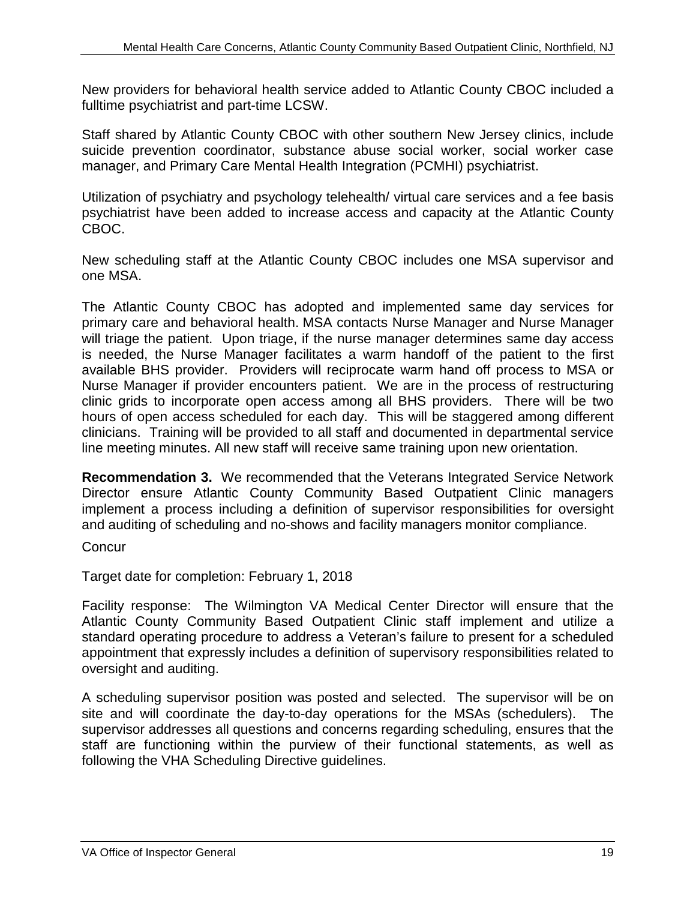New providers for behavioral health service added to Atlantic County CBOC included a fulltime psychiatrist and part-time LCSW.

Staff shared by Atlantic County CBOC with other southern New Jersey clinics, include suicide prevention coordinator, substance abuse social worker, social worker case manager, and Primary Care Mental Health Integration (PCMHI) psychiatrist.

Utilization of psychiatry and psychology telehealth/ virtual care services and a fee basis psychiatrist have been added to increase access and capacity at the Atlantic County CBOC.

New scheduling staff at the Atlantic County CBOC includes one MSA supervisor and one MSA.

The Atlantic County CBOC has adopted and implemented same day services for primary care and behavioral health. MSA contacts Nurse Manager and Nurse Manager will triage the patient. Upon triage, if the nurse manager determines same day access is needed, the Nurse Manager facilitates a warm handoff of the patient to the first available BHS provider. Providers will reciprocate warm hand off process to MSA or Nurse Manager if provider encounters patient. We are in the process of restructuring clinic grids to incorporate open access among all BHS providers. There will be two hours of open access scheduled for each day. This will be staggered among different clinicians. Training will be provided to all staff and documented in departmental service line meeting minutes. All new staff will receive same training upon new orientation.

**Recommendation 3.** We recommended that the Veterans Integrated Service Network Director ensure Atlantic County Community Based Outpatient Clinic managers implement a process including a definition of supervisor responsibilities for oversight and auditing of scheduling and no-shows and facility managers monitor compliance.

Concur

Target date for completion: February 1, 2018

Facility response: The Wilmington VA Medical Center Director will ensure that the Atlantic County Community Based Outpatient Clinic staff implement and utilize a standard operating procedure to address a Veteran's failure to present for a scheduled appointment that expressly includes a definition of supervisory responsibilities related to oversight and auditing.

A scheduling supervisor position was posted and selected. The supervisor will be on site and will coordinate the day-to-day operations for the MSAs (schedulers). The supervisor addresses all questions and concerns regarding scheduling, ensures that the staff are functioning within the purview of their functional statements, as well as following the VHA Scheduling Directive guidelines.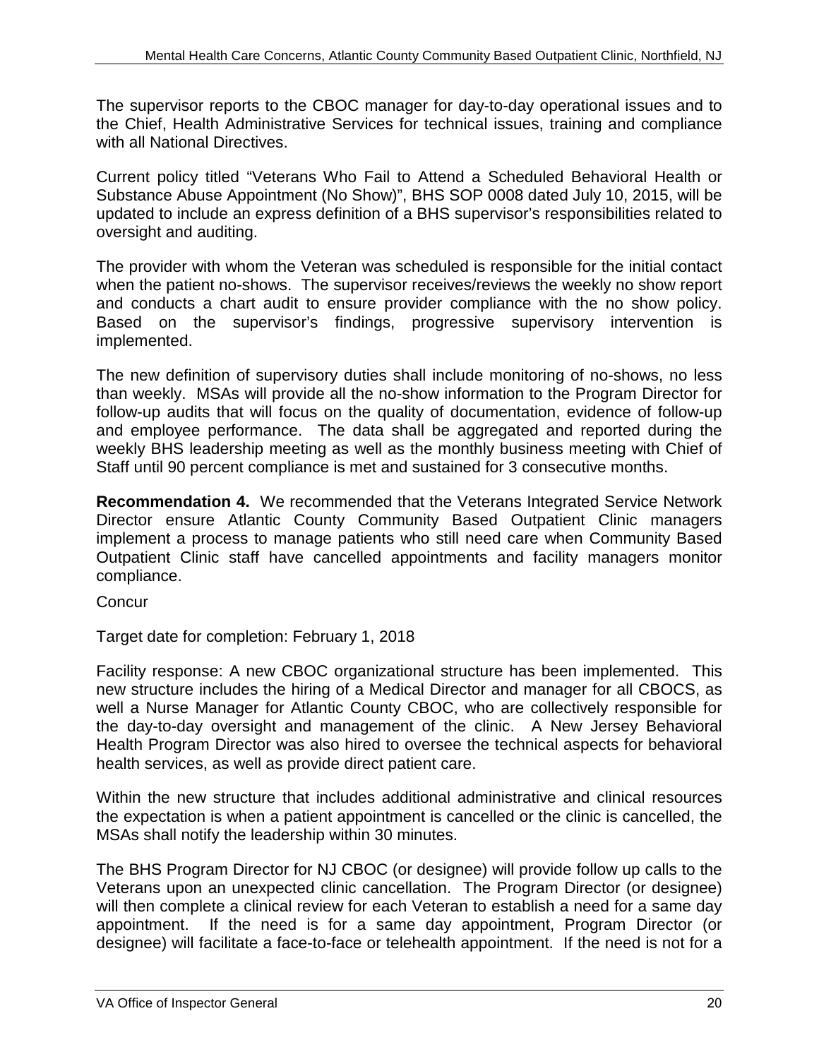The supervisor reports to the CBOC manager for day-to-day operational issues and to the Chief, Health Administrative Services for technical issues, training and compliance with all National Directives.

Current policy titled "Veterans Who Fail to Attend a Scheduled Behavioral Health or Substance Abuse Appointment (No Show)", BHS SOP 0008 dated July 10, 2015, will be updated to include an express definition of a BHS supervisor's responsibilities related to oversight and auditing.

The provider with whom the Veteran was scheduled is responsible for the initial contact when the patient no-shows. The supervisor receives/reviews the weekly no show report and conducts a chart audit to ensure provider compliance with the no show policy. Based on the supervisor's findings, progressive supervisory intervention is implemented.

The new definition of supervisory duties shall include monitoring of no-shows, no less than weekly. MSAs will provide all the no-show information to the Program Director for follow-up audits that will focus on the quality of documentation, evidence of follow-up and employee performance. The data shall be aggregated and reported during the weekly BHS leadership meeting as well as the monthly business meeting with Chief of Staff until 90 percent compliance is met and sustained for 3 consecutive months.

**Recommendation 4.** We recommended that the Veterans Integrated Service Network Director ensure Atlantic County Community Based Outpatient Clinic managers implement a process to manage patients who still need care when Community Based Outpatient Clinic staff have cancelled appointments and facility managers monitor compliance.

Concur

Target date for completion: February 1, 2018

Facility response: A new CBOC organizational structure has been implemented. This new structure includes the hiring of a Medical Director and manager for all CBOCS, as well a Nurse Manager for Atlantic County CBOC, who are collectively responsible for the day-to-day oversight and management of the clinic. A New Jersey Behavioral Health Program Director was also hired to oversee the technical aspects for behavioral health services, as well as provide direct patient care.

Within the new structure that includes additional administrative and clinical resources the expectation is when a patient appointment is cancelled or the clinic is cancelled, the MSAs shall notify the leadership within 30 minutes.

The BHS Program Director for NJ CBOC (or designee) will provide follow up calls to the Veterans upon an unexpected clinic cancellation. The Program Director (or designee) will then complete a clinical review for each Veteran to establish a need for a same day appointment. If the need is for a same day appointment, Program Director (or designee) will facilitate a face-to-face or telehealth appointment. If the need is not for a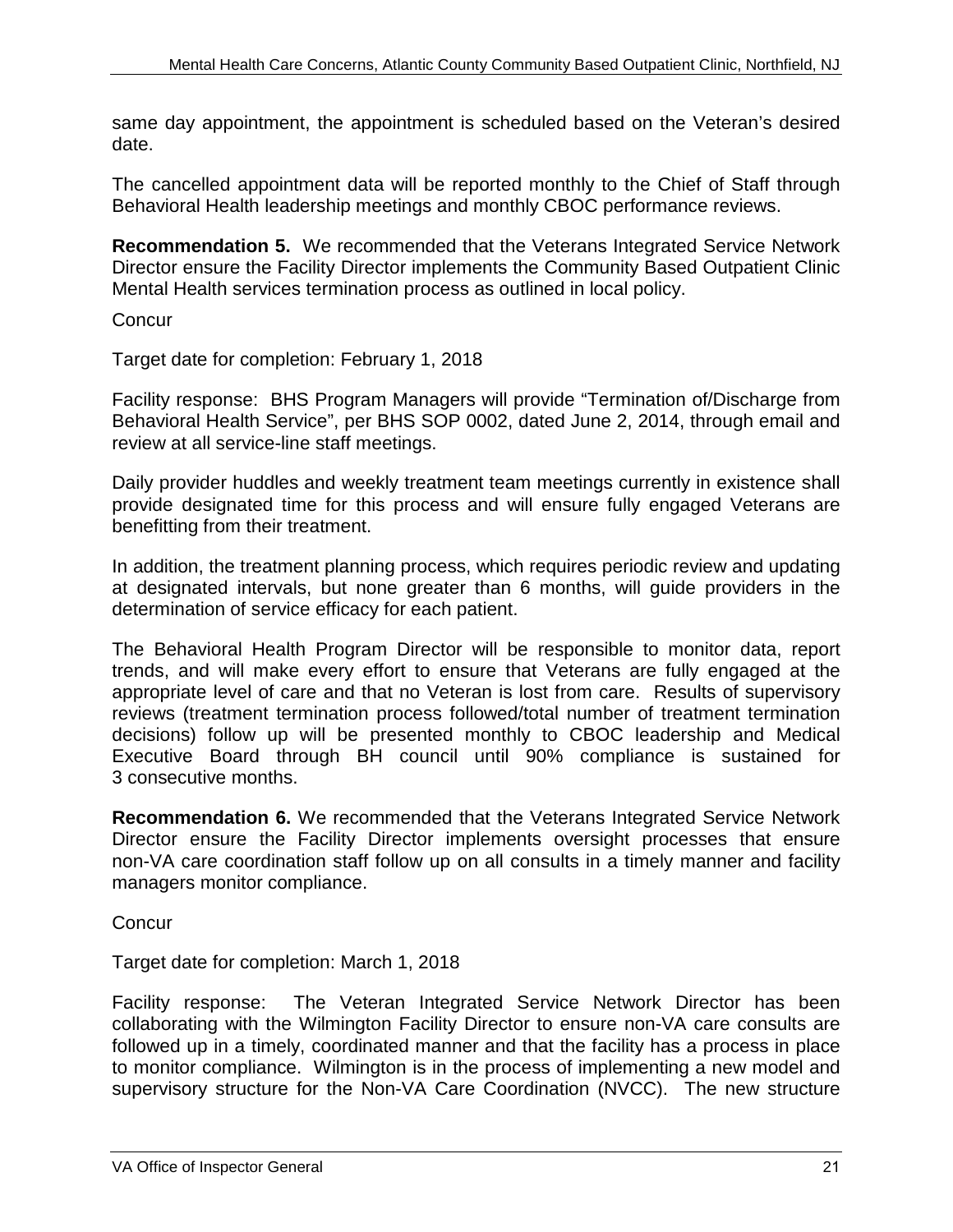same day appointment, the appointment is scheduled based on the Veteran's desired date.

The cancelled appointment data will be reported monthly to the Chief of Staff through Behavioral Health leadership meetings and monthly CBOC performance reviews.

**Recommendation 5.** We recommended that the Veterans Integrated Service Network Director ensure the Facility Director implements the Community Based Outpatient Clinic Mental Health services termination process as outlined in local policy.

Concur

Target date for completion: February 1, 2018

Facility response: BHS Program Managers will provide "Termination of/Discharge from Behavioral Health Service", per BHS SOP 0002, dated June 2, 2014, through email and review at all service-line staff meetings.

Daily provider huddles and weekly treatment team meetings currently in existence shall provide designated time for this process and will ensure fully engaged Veterans are benefitting from their treatment.

In addition, the treatment planning process, which requires periodic review and updating at designated intervals, but none greater than 6 months, will guide providers in the determination of service efficacy for each patient.

The Behavioral Health Program Director will be responsible to monitor data, report trends, and will make every effort to ensure that Veterans are fully engaged at the appropriate level of care and that no Veteran is lost from care. Results of supervisory reviews (treatment termination process followed/total number of treatment termination decisions) follow up will be presented monthly to CBOC leadership and Medical Executive Board through BH council until 90% compliance is sustained for 3 consecutive months.

**Recommendation 6.** We recommended that the Veterans Integrated Service Network Director ensure the Facility Director implements oversight processes that ensure non-VA care coordination staff follow up on all consults in a timely manner and facility managers monitor compliance.

Concur

Target date for completion: March 1, 2018

Facility response: The Veteran Integrated Service Network Director has been collaborating with the Wilmington Facility Director to ensure non-VA care consults are followed up in a timely, coordinated manner and that the facility has a process in place to monitor compliance. Wilmington is in the process of implementing a new model and supervisory structure for the Non-VA Care Coordination (NVCC). The new structure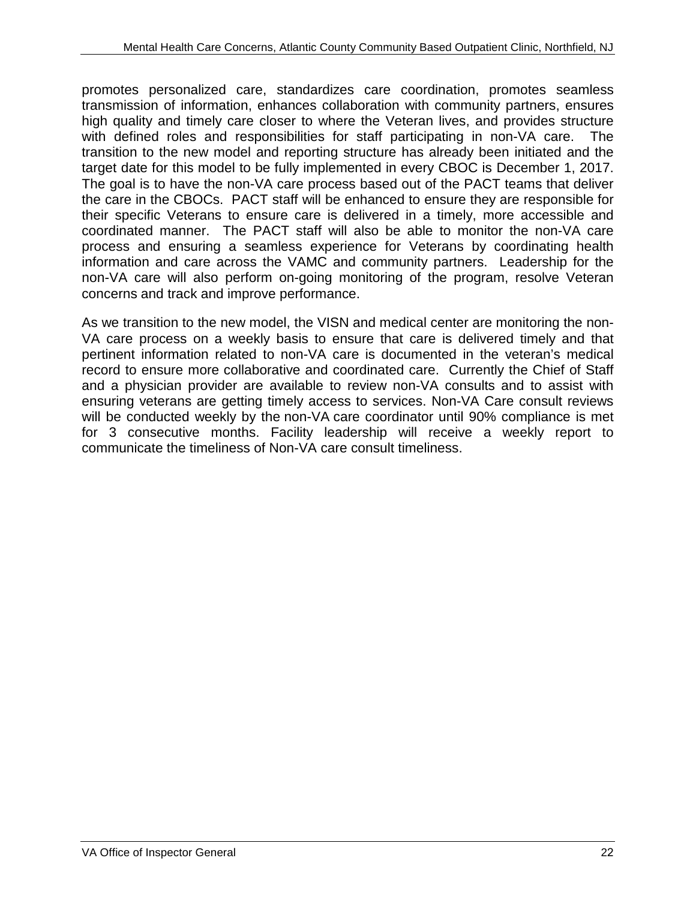promotes personalized care, standardizes care coordination, promotes seamless transmission of information, enhances collaboration with community partners, ensures high quality and timely care closer to where the Veteran lives, and provides structure with defined roles and responsibilities for staff participating in non-VA care. The transition to the new model and reporting structure has already been initiated and the target date for this model to be fully implemented in every CBOC is December 1, 2017. The goal is to have the non-VA care process based out of the PACT teams that deliver the care in the CBOCs. PACT staff will be enhanced to ensure they are responsible for their specific Veterans to ensure care is delivered in a timely, more accessible and coordinated manner. The PACT staff will also be able to monitor the non-VA care process and ensuring a seamless experience for Veterans by coordinating health information and care across the VAMC and community partners. Leadership for the non-VA care will also perform on-going monitoring of the program, resolve Veteran concerns and track and improve performance.

As we transition to the new model, the VISN and medical center are monitoring the non-VA care process on a weekly basis to ensure that care is delivered timely and that pertinent information related to non-VA care is documented in the veteran's medical record to ensure more collaborative and coordinated care. Currently the Chief of Staff and a physician provider are available to review non-VA consults and to assist with ensuring veterans are getting timely access to services. Non-VA Care consult reviews will be conducted weekly by the non-VA care coordinator until 90% compliance is met for 3 consecutive months. Facility leadership will receive a weekly report to communicate the timeliness of Non-VA care consult timeliness.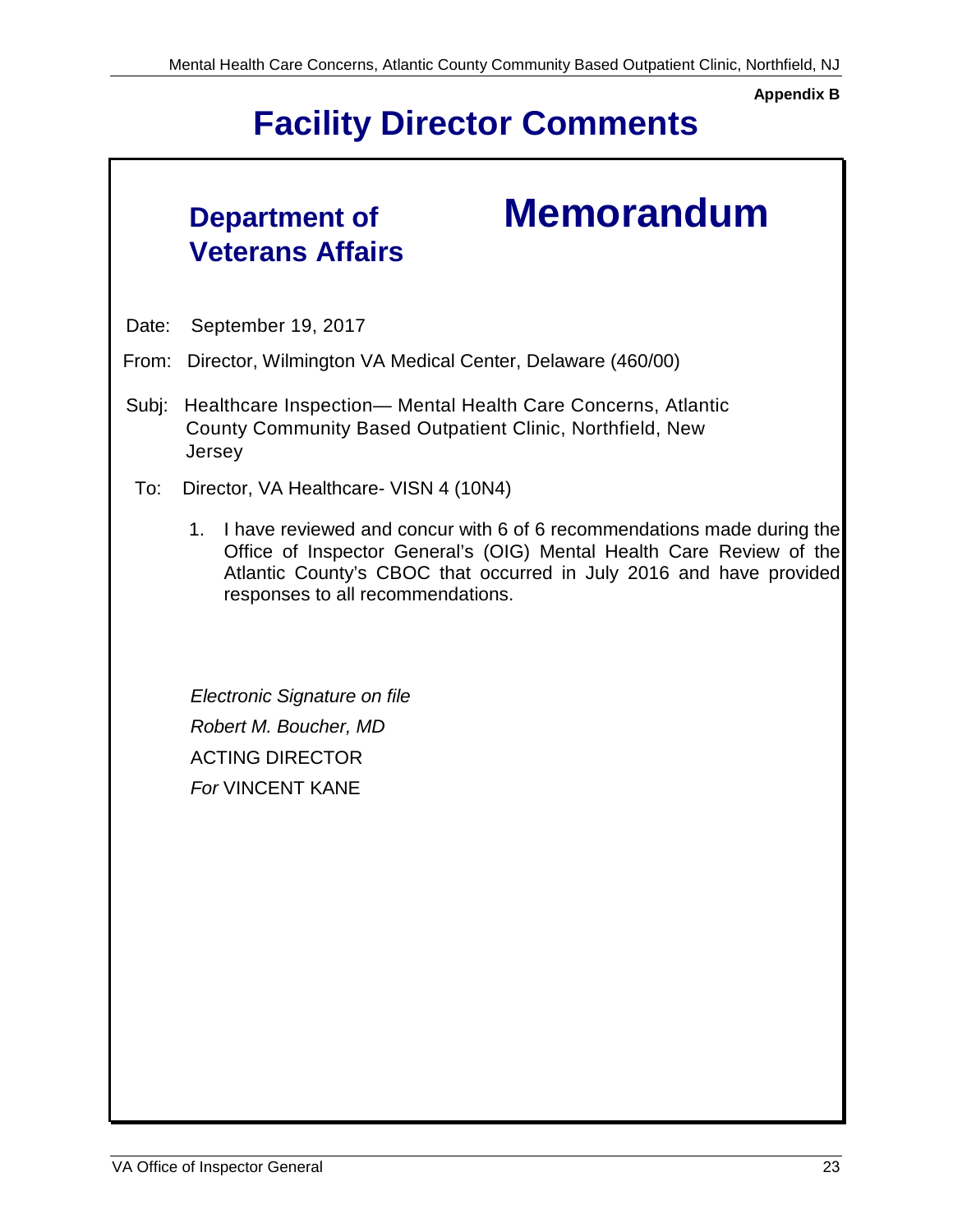Appendix B

# Facility Director Comments

**Department of Veterans Affairs**

# Memorandum

Date: September 19, 2017

From: Director, Wilmington VA Medical Center, Delaware (460/00)

Subj: Healthcare Inspection— Mental Health Care Concerns, Atlantic County Community Based Outpatient Clinic, Northfield, New Jersey

To: Director, VA Healthcare- VISN 4 (10N4)

1. I have reviewed and concur with 6 of 6 recommendations made during the Office of Inspector General's (OIG) Mental Health Care Review of the Atlantic County's CBOC that occurred in July 2016 and have provided responses to all recommendations.

*Electronic Signature on file*

*Robert M. Boucher, MD*

ACTING DIRECTOR

*For* VINCENT KANE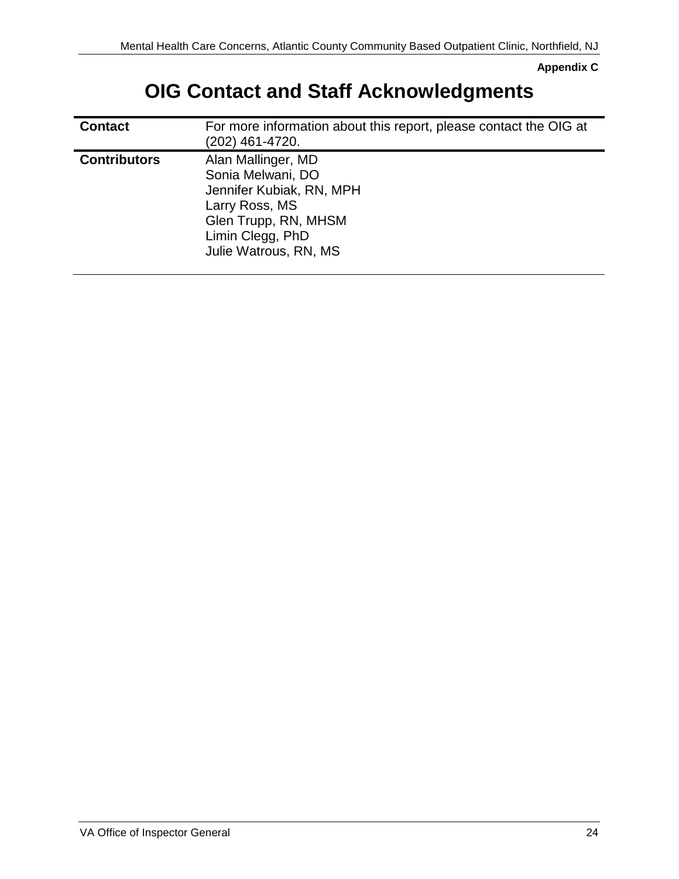Appendix C

# OIG Contact and Staff Acknowledgments

| | |
|---|---|
| **Contact** | For more information about this report, please contact the OIG at (202) 461-4720. |
| **Contributors** | Alan Mallinger, MD<br>Sonia Melwani, DO<br>Jennifer Kubiak, RN, MPH<br>Larry Ross, MS<br>Glen Trupp, RN, MHSM<br>Limin Clegg, PhD<br>Julie Watrous, RN, MS |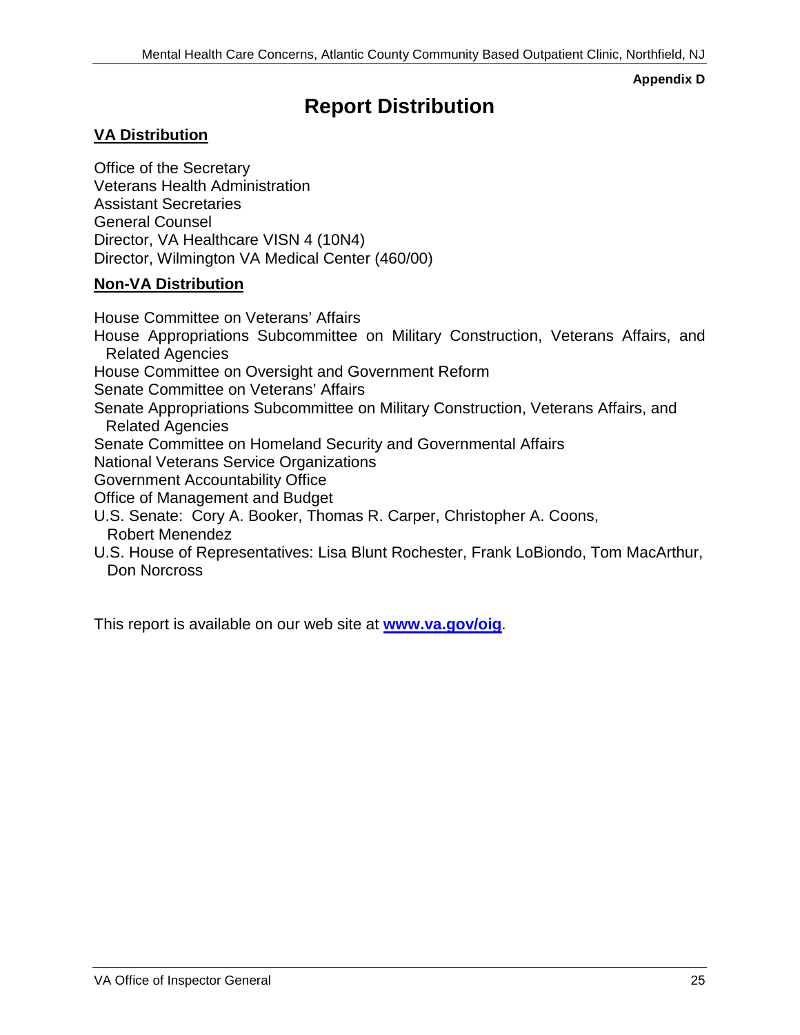Appendix D

# Report Distribution

## VA Distribution

Office of the Secretary
Veterans Health Administration
Assistant Secretaries
General Counsel
Director, VA Healthcare VISN 4 (10N4)
Director, Wilmington VA Medical Center (460/00)

## Non-VA Distribution

House Committee on Veterans' Affairs
House Appropriations Subcommittee on Military Construction, Veterans Affairs, and Related Agencies
House Committee on Oversight and Government Reform
Senate Committee on Veterans' Affairs
Senate Appropriations Subcommittee on Military Construction, Veterans Affairs, and Related Agencies
Senate Committee on Homeland Security and Governmental Affairs
National Veterans Service Organizations
Government Accountability Office
Office of Management and Budget
U.S. Senate: Cory A. Booker, Thomas R. Carper, Christopher A. Coons, Robert Menendez
U.S. House of Representatives: Lisa Blunt Rochester, Frank LoBiondo, Tom MacArthur, Don Norcross

This report is available on our web site at **www.va.gov/oig**.